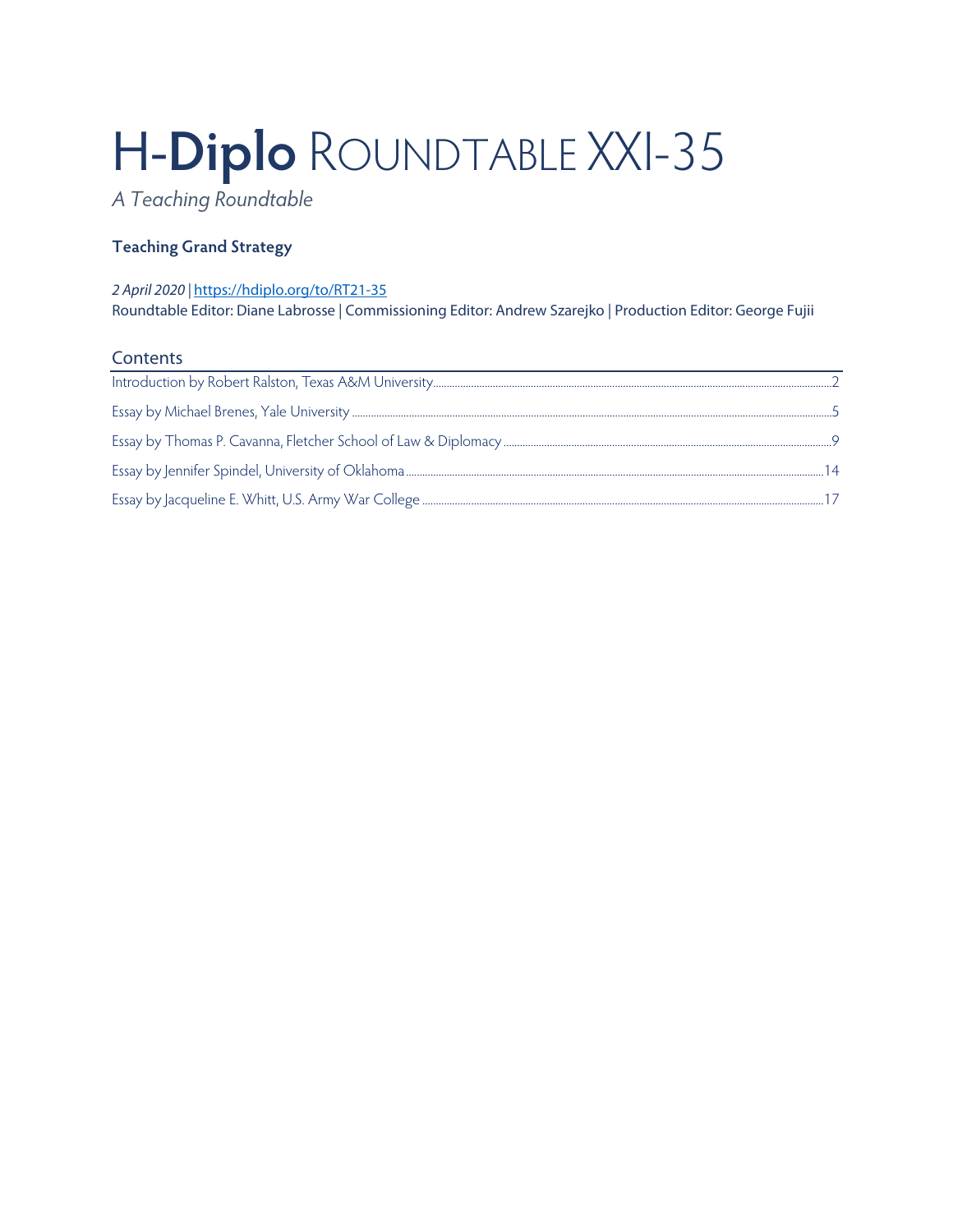# H-**Diplo** ROUNDTABLE XXI-35

*A Teaching Roundtable*

**Teaching Grand Strategy**

*2 April 2020* | https://hdiplo.org/to/RT21-35
Roundtable Editor: Diane Labrosse | Commissioning Editor: Andrew Szarejko | Production Editor: George Fujii

## Contents

Introduction by Robert Ralston, Texas A&M University....2

Essay by Michael Brenes, Yale University....5

Essay by Thomas P. Cavanna, Fletcher School of Law & Diplomacy....9

Essay by Jennifer Spindel, University of Oklahoma....14

Essay by Jacqueline E. Whitt, U.S. Army War College....17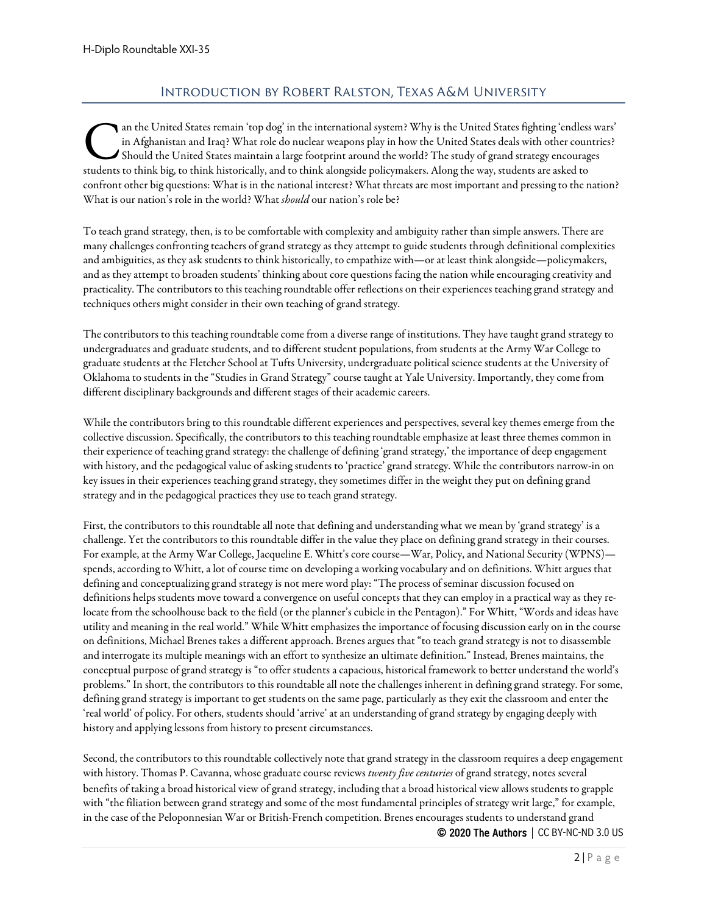## Introduction by Robert Ralston, Texas A&M University

Can the United States remain 'top dog' in the international system? Why is the United States fighting 'endless wars' in Afghanistan and Iraq? What role do nuclear weapons play in how the United States deals with other countries? Should the United States maintain a large footprint around the world? The study of grand strategy encourages students to think big, to think historically, and to think alongside policymakers. Along the way, students are asked to confront other big questions: What is in the national interest? What threats are most important and pressing to the nation? What is our nation's role in the world? What *should* our nation's role be?

To teach grand strategy, then, is to be comfortable with complexity and ambiguity rather than simple answers. There are many challenges confronting teachers of grand strategy as they attempt to guide students through definitional complexities and ambiguities, as they ask students to think historically, to empathize with—or at least think alongside—policymakers, and as they attempt to broaden students' thinking about core questions facing the nation while encouraging creativity and practicality. The contributors to this teaching roundtable offer reflections on their experiences teaching grand strategy and techniques others might consider in their own teaching of grand strategy.

The contributors to this teaching roundtable come from a diverse range of institutions. They have taught grand strategy to undergraduates and graduate students, and to different student populations, from students at the Army War College to graduate students at the Fletcher School at Tufts University, undergraduate political science students at the University of Oklahoma to students in the "Studies in Grand Strategy" course taught at Yale University. Importantly, they come from different disciplinary backgrounds and different stages of their academic careers.

While the contributors bring to this roundtable different experiences and perspectives, several key themes emerge from the collective discussion. Specifically, the contributors to this teaching roundtable emphasize at least three themes common in their experience of teaching grand strategy: the challenge of defining 'grand strategy,' the importance of deep engagement with history, and the pedagogical value of asking students to 'practice' grand strategy. While the contributors narrow-in on key issues in their experiences teaching grand strategy, they sometimes differ in the weight they put on defining grand strategy and in the pedagogical practices they use to teach grand strategy.

First, the contributors to this roundtable all note that defining and understanding what we mean by 'grand strategy' is a challenge. Yet the contributors to this roundtable differ in the value they place on defining grand strategy in their courses. For example, at the Army War College, Jacqueline E. Whitt's core course—War, Policy, and National Security (WPNS)—spends, according to Whitt, a lot of course time on developing a working vocabulary and on definitions. Whitt argues that defining and conceptualizing grand strategy is not mere word play: "The process of seminar discussion focused on definitions helps students move toward a convergence on useful concepts that they can employ in a practical way as they re-locate from the schoolhouse back to the field (or the planner's cubicle in the Pentagon)." For Whitt, "Words and ideas have utility and meaning in the real world." While Whitt emphasizes the importance of focusing discussion early on in the course on definitions, Michael Brenes takes a different approach. Brenes argues that "to teach grand strategy is not to disassemble and interrogate its multiple meanings with an effort to synthesize an ultimate definition." Instead, Brenes maintains, the conceptual purpose of grand strategy is "to offer students a capacious, historical framework to better understand the world's problems." In short, the contributors to this roundtable all note the challenges inherent in defining grand strategy. For some, defining grand strategy is important to get students on the same page, particularly as they exit the classroom and enter the 'real world' of policy. For others, students should 'arrive' at an understanding of grand strategy by engaging deeply with history and applying lessons from history to present circumstances.

Second, the contributors to this roundtable collectively note that grand strategy in the classroom requires a deep engagement with history. Thomas P. Cavanna, whose graduate course reviews *twenty five centuries* of grand strategy, notes several benefits of taking a broad historical view of grand strategy, including that a broad historical view allows students to grapple with "the filiation between grand strategy and some of the most fundamental principles of strategy writ large," for example, in the case of the Peloponnesian War or British-French competition. Brenes encourages students to understand grand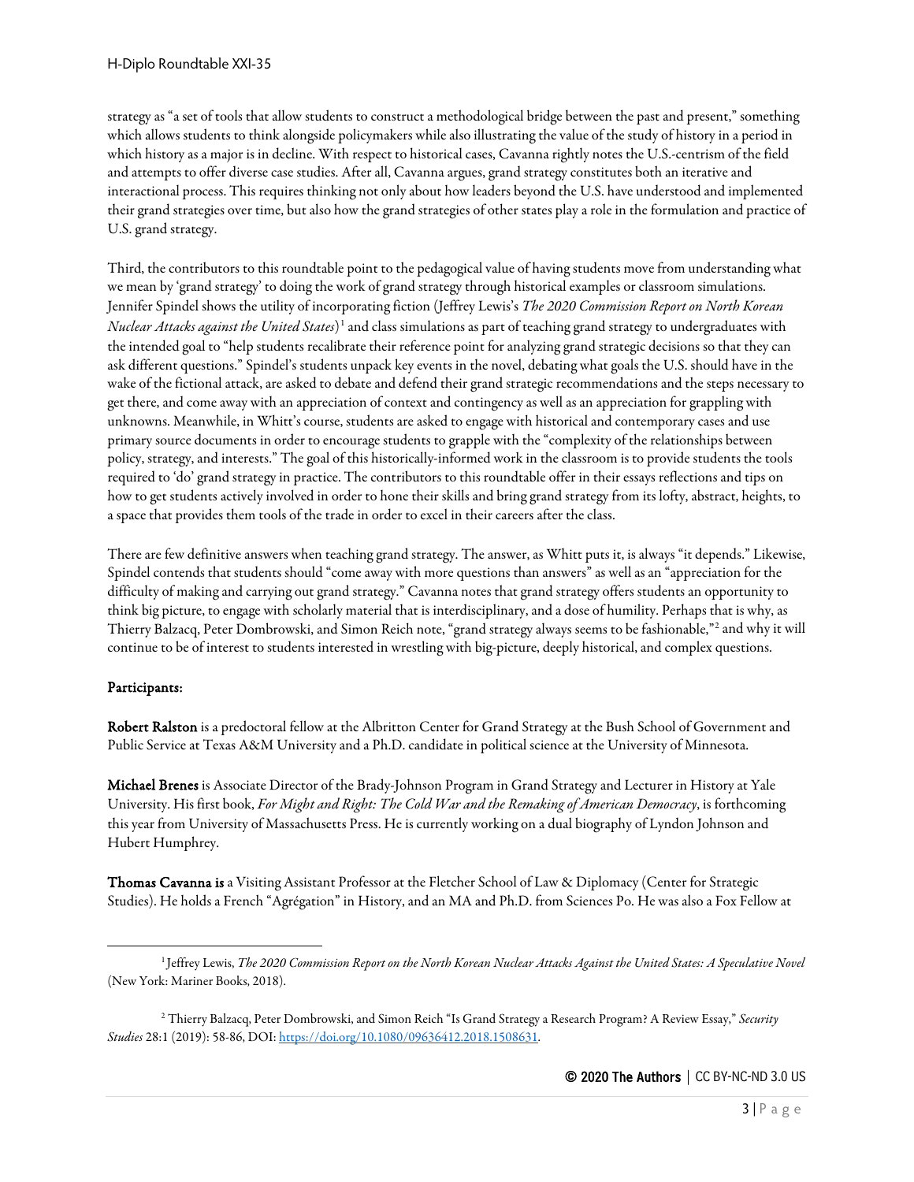strategy as "a set of tools that allow students to construct a methodological bridge between the past and present," something which allows students to think alongside policymakers while also illustrating the value of the study of history in a period in which history as a major is in decline. With respect to historical cases, Cavanna rightly notes the U.S.-centrism of the field and attempts to offer diverse case studies. After all, Cavanna argues, grand strategy constitutes both an iterative and interactional process. This requires thinking not only about how leaders beyond the U.S. have understood and implemented their grand strategies over time, but also how the grand strategies of other states play a role in the formulation and practice of U.S. grand strategy.

Third, the contributors to this roundtable point to the pedagogical value of having students move from understanding what we mean by 'grand strategy' to doing the work of grand strategy through historical examples or classroom simulations. Jennifer Spindel shows the utility of incorporating fiction (Jeffrey Lewis's *The 2020 Commission Report on North Korean Nuclear Attacks against the United States*)[1] and class simulations as part of teaching grand strategy to undergraduates with the intended goal to "help students recalibrate their reference point for analyzing grand strategic decisions so that they can ask different questions." Spindel's students unpack key events in the novel, debating what goals the U.S. should have in the wake of the fictional attack, are asked to debate and defend their grand strategic recommendations and the steps necessary to get there, and come away with an appreciation of context and contingency as well as an appreciation for grappling with unknowns. Meanwhile, in Whitt's course, students are asked to engage with historical and contemporary cases and use primary source documents in order to encourage students to grapple with the "complexity of the relationships between policy, strategy, and interests." The goal of this historically-informed work in the classroom is to provide students the tools required to 'do' grand strategy in practice. The contributors to this roundtable offer in their essays reflections and tips on how to get students actively involved in order to hone their skills and bring grand strategy from its lofty, abstract, heights, to a space that provides them tools of the trade in order to excel in their careers after the class.

There are few definitive answers when teaching grand strategy. The answer, as Whitt puts it, is always "it depends." Likewise, Spindel contends that students should "come away with more questions than answers" as well as an "appreciation for the difficulty of making and carrying out grand strategy." Cavanna notes that grand strategy offers students an opportunity to think big picture, to engage with scholarly material that is interdisciplinary, and a dose of humility. Perhaps that is why, as Thierry Balzacq, Peter Dombrowski, and Simon Reich note, "grand strategy always seems to be fashionable,"[2] and why it will continue to be of interest to students interested in wrestling with big-picture, deeply historical, and complex questions.

**Participants:**

**Robert Ralston** is a predoctoral fellow at the Albritton Center for Grand Strategy at the Bush School of Government and Public Service at Texas A&M University and a Ph.D. candidate in political science at the University of Minnesota.

**Michael Brenes** is Associate Director of the Brady-Johnson Program in Grand Strategy and Lecturer in History at Yale University. His first book, *For Might and Right: The Cold War and the Remaking of American Democracy*, is forthcoming this year from University of Massachusetts Press. He is currently working on a dual biography of Lyndon Johnson and Hubert Humphrey.

**Thomas Cavanna is** a Visiting Assistant Professor at the Fletcher School of Law & Diplomacy (Center for Strategic Studies). He holds a French "Agrégation" in History, and an MA and Ph.D. from Sciences Po. He was also a Fox Fellow at

---

[1] Jeffrey Lewis, *The 2020 Commission Report on the North Korean Nuclear Attacks Against the United States: A Speculative Novel* (New York: Mariner Books, 2018).

[2] Thierry Balzacq, Peter Dombrowski, and Simon Reich "Is Grand Strategy a Research Program? A Review Essay," *Security Studies* 28:1 (2019): 58-86, DOI: https://doi.org/10.1080/09636412.2018.1508631.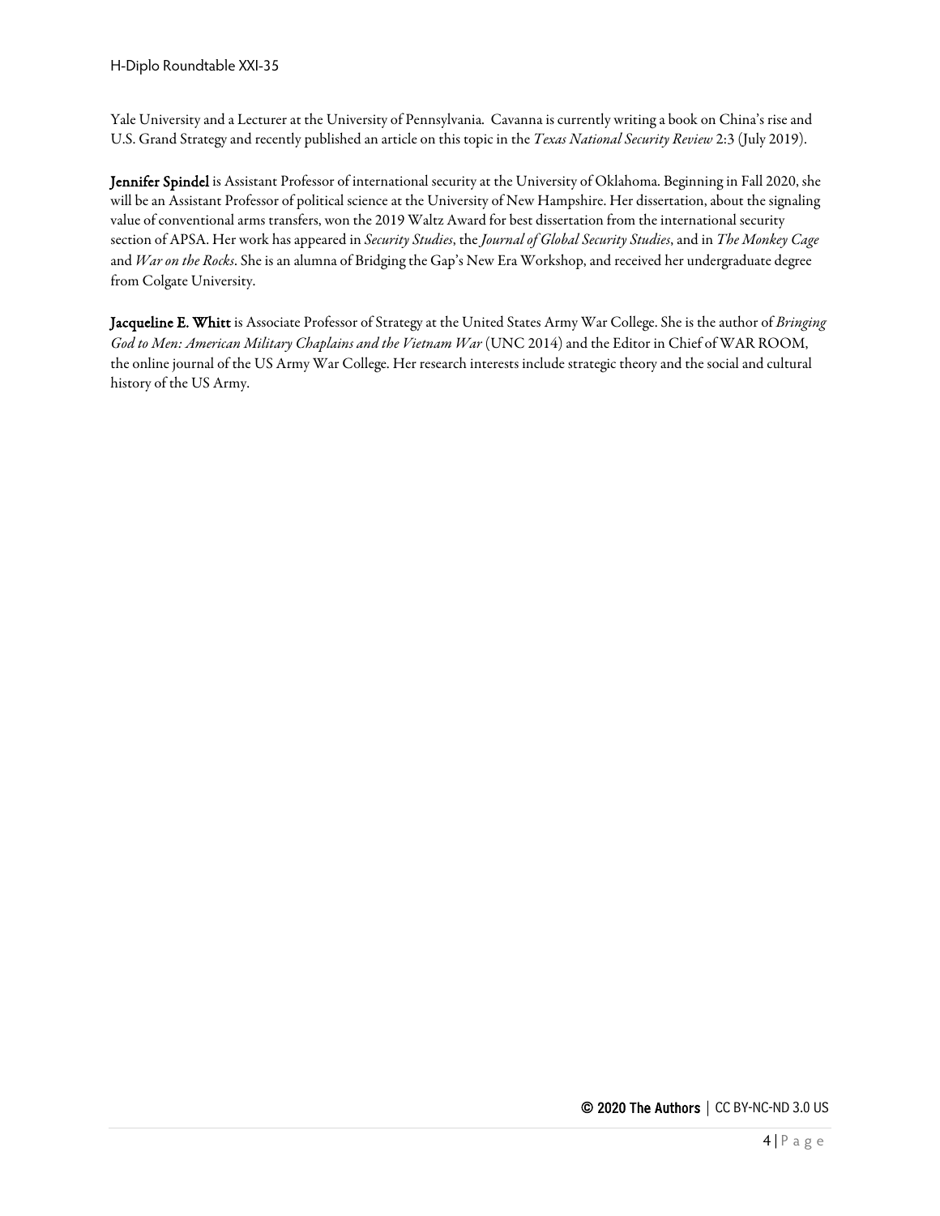Yale University and a Lecturer at the University of Pennsylvania. Cavanna is currently writing a book on China's rise and U.S. Grand Strategy and recently published an article on this topic in the *Texas National Security Review* 2:3 (July 2019).

**Jennifer Spindel** is Assistant Professor of international security at the University of Oklahoma. Beginning in Fall 2020, she will be an Assistant Professor of political science at the University of New Hampshire. Her dissertation, about the signaling value of conventional arms transfers, won the 2019 Waltz Award for best dissertation from the international security section of APSA. Her work has appeared in *Security Studies*, the *Journal of Global Security Studies*, and in *The Monkey Cage* and *War on the Rocks*. She is an alumna of Bridging the Gap's New Era Workshop, and received her undergraduate degree from Colgate University.

**Jacqueline E. Whitt** is Associate Professor of Strategy at the United States Army War College. She is the author of *Bringing God to Men: American Military Chaplains and the Vietnam War* (UNC 2014) and the Editor in Chief of WAR ROOM, the online journal of the US Army War College. Her research interests include strategic theory and the social and cultural history of the US Army.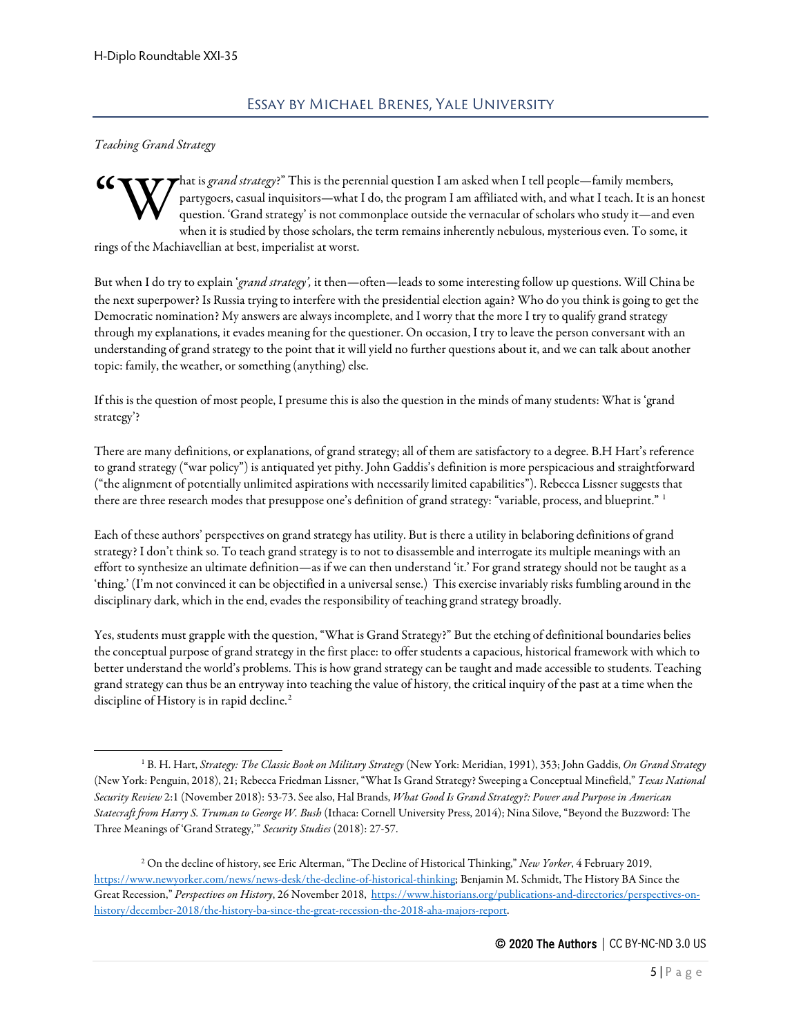## Essay by Michael Brenes, Yale University

*Teaching Grand Strategy*

"What is *grand strategy*?" This is the perennial question I am asked when I tell people—family members, partygoers, casual inquisitors—what I do, the program I am affiliated with, and what I teach. It is an honest question. 'Grand strategy' is not commonplace outside the vernacular of scholars who study it—and even when it is studied by those scholars, the term remains inherently nebulous, mysterious even. To some, it rings of the Machiavellian at best, imperialist at worst.

But when I do try to explain '*grand strategy',* it then—often—leads to some interesting follow up questions. Will China be the next superpower? Is Russia trying to interfere with the presidential election again? Who do you think is going to get the Democratic nomination? My answers are always incomplete, and I worry that the more I try to qualify grand strategy through my explanations, it evades meaning for the questioner. On occasion, I try to leave the person conversant with an understanding of grand strategy to the point that it will yield no further questions about it, and we can talk about another topic: family, the weather, or something (anything) else.

If this is the question of most people, I presume this is also the question in the minds of many students: What is 'grand strategy'?

There are many definitions, or explanations, of grand strategy; all of them are satisfactory to a degree. B.H Hart's reference to grand strategy ("war policy") is antiquated yet pithy. John Gaddis's definition is more perspicacious and straightforward ("the alignment of potentially unlimited aspirations with necessarily limited capabilities"). Rebecca Lissner suggests that there are three research modes that presuppose one's definition of grand strategy: "variable, process, and blueprint." [1]

Each of these authors' perspectives on grand strategy has utility. But is there a utility in belaboring definitions of grand strategy? I don't think so. To teach grand strategy is to not to disassemble and interrogate its multiple meanings with an effort to synthesize an ultimate definition—as if we can then understand 'it.' For grand strategy should not be taught as a 'thing.' (I'm not convinced it can be objectified in a universal sense.) This exercise invariably risks fumbling around in the disciplinary dark, which in the end, evades the responsibility of teaching grand strategy broadly.

Yes, students must grapple with the question, "What is Grand Strategy?" But the etching of definitional boundaries belies the conceptual purpose of grand strategy in the first place: to offer students a capacious, historical framework with which to better understand the world's problems. This is how grand strategy can be taught and made accessible to students. Teaching grand strategy can thus be an entryway into teaching the value of history, the critical inquiry of the past at a time when the discipline of History is in rapid decline.[2]

---

[1] B. H. Hart, *Strategy: The Classic Book on Military Strategy* (New York: Meridian, 1991), 353; John Gaddis, *On Grand Strategy* (New York: Penguin, 2018), 21; Rebecca Friedman Lissner, "What Is Grand Strategy? Sweeping a Conceptual Minefield," *Texas National Security Review* 2:1 (November 2018): 53-73. See also, Hal Brands, *What Good Is Grand Strategy?: Power and Purpose in American Statecraft from Harry S. Truman to George W. Bush* (Ithaca: Cornell University Press, 2014); Nina Silove, "Beyond the Buzzword: The Three Meanings of 'Grand Strategy,'" *Security Studies* (2018): 27-57.

[2] On the decline of history, see Eric Alterman, "The Decline of Historical Thinking," *New Yorker*, 4 February 2019, https://www.newyorker.com/news/news-desk/the-decline-of-historical-thinking; Benjamin M. Schmidt, The History BA Since the Great Recession," *Perspectives on History*, 26 November 2018, https://www.historians.org/publications-and-directories/perspectives-on-history/december-2018/the-history-ba-since-the-great-recession-the-2018-aha-majors-report.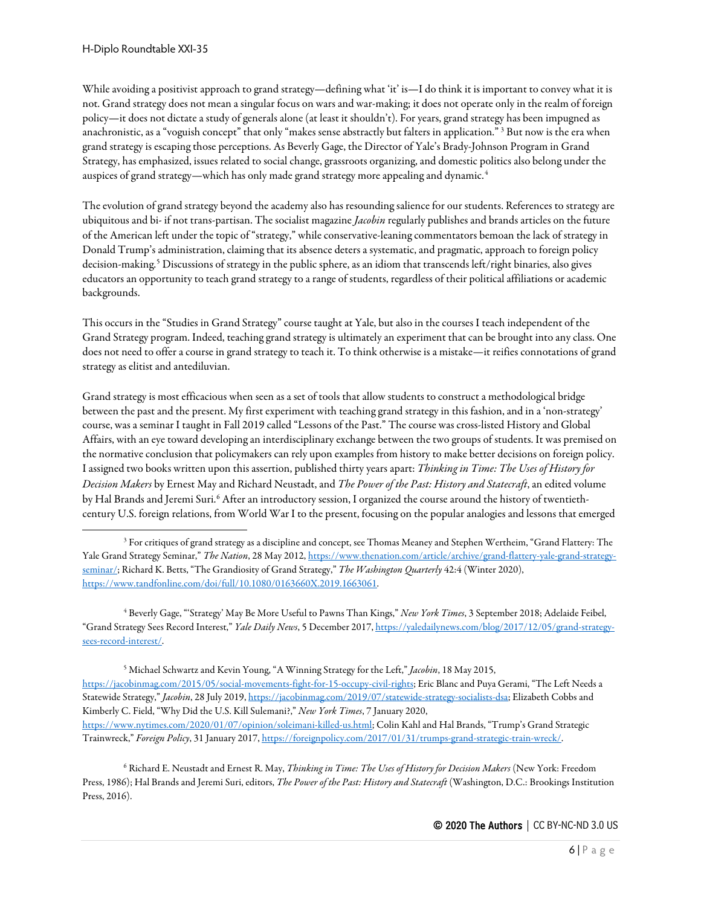While avoiding a positivist approach to grand strategy—defining what 'it' is—I do think it is important to convey what it is not. Grand strategy does not mean a singular focus on wars and war-making; it does not operate only in the realm of foreign policy—it does not dictate a study of generals alone (at least it shouldn't). For years, grand strategy has been impugned as anachronistic, as a "voguish concept" that only "makes sense abstractly but falters in application." [3] But now is the era when grand strategy is escaping those perceptions. As Beverly Gage, the Director of Yale's Brady-Johnson Program in Grand Strategy, has emphasized, issues related to social change, grassroots organizing, and domestic politics also belong under the auspices of grand strategy—which has only made grand strategy more appealing and dynamic.[4]

The evolution of grand strategy beyond the academy also has resounding salience for our students. References to strategy are ubiquitous and bi- if not trans-partisan. The socialist magazine *Jacobin* regularly publishes and brands articles on the future of the American left under the topic of "strategy," while conservative-leaning commentators bemoan the lack of strategy in Donald Trump's administration, claiming that its absence deters a systematic, and pragmatic, approach to foreign policy decision-making.[5] Discussions of strategy in the public sphere, as an idiom that transcends left/right binaries, also gives educators an opportunity to teach grand strategy to a range of students, regardless of their political affiliations or academic backgrounds.

This occurs in the "Studies in Grand Strategy" course taught at Yale, but also in the courses I teach independent of the Grand Strategy program. Indeed, teaching grand strategy is ultimately an experiment that can be brought into any class. One does not need to offer a course in grand strategy to teach it. To think otherwise is a mistake—it reifies connotations of grand strategy as elitist and antediluvian.

Grand strategy is most efficacious when seen as a set of tools that allow students to construct a methodological bridge between the past and the present. My first experiment with teaching grand strategy in this fashion, and in a 'non-strategy' course, was a seminar I taught in Fall 2019 called "Lessons of the Past." The course was cross-listed History and Global Affairs, with an eye toward developing an interdisciplinary exchange between the two groups of students. It was premised on the normative conclusion that policymakers can rely upon examples from history to make better decisions on foreign policy. I assigned two books written upon this assertion, published thirty years apart: *Thinking in Time: The Uses of History for Decision Makers* by Ernest May and Richard Neustadt, and *The Power of the Past: History and Statecraft*, an edited volume by Hal Brands and Jeremi Suri.[6] After an introductory session, I organized the course around the history of twentieth-century U.S. foreign relations, from World War I to the present, focusing on the popular analogies and lessons that emerged

---

[3] For critiques of grand strategy as a discipline and concept, see Thomas Meaney and Stephen Wertheim, "Grand Flattery: The Yale Grand Strategy Seminar," *The Nation*, 28 May 2012, https://www.thenation.com/article/archive/grand-flattery-yale-grand-strategy-seminar/; Richard K. Betts, "The Grandiosity of Grand Strategy," *The Washington Quarterly* 42:4 (Winter 2020), https://www.tandfonline.com/doi/full/10.1080/0163660X.2019.1663061.

[4] Beverly Gage, "'Strategy' May Be More Useful to Pawns Than Kings," *New York Times*, 3 September 2018; Adelaide Feibel, "Grand Strategy Sees Record Interest," *Yale Daily News*, 5 December 2017, https://yaledailynews.com/blog/2017/12/05/grand-strategy-sees-record-interest/.

[5] Michael Schwartz and Kevin Young, "A Winning Strategy for the Left," *Jacobin*, 18 May 2015, https://jacobinmag.com/2015/05/social-movements-fight-for-15-occupy-civil-rights; Eric Blanc and Puya Gerami, "The Left Needs a Statewide Strategy," *Jacobin*, 28 July 2019, https://jacobinmag.com/2019/07/statewide-strategy-socialists-dsa; Elizabeth Cobbs and Kimberly C. Field, "Why Did the U.S. Kill Sulemani?," *New York Times*, 7 January 2020, https://www.nytimes.com/2020/01/07/opinion/soleimani-killed-us.html; Colin Kahl and Hal Brands, "Trump's Grand Strategic Trainwreck," *Foreign Policy*, 31 January 2017, https://foreignpolicy.com/2017/01/31/trumps-grand-strategic-train-wreck/.

[6] Richard E. Neustadt and Ernest R. May, *Thinking in Time: The Uses of History for Decision Makers* (New York: Freedom Press, 1986); Hal Brands and Jeremi Suri, editors, *The Power of the Past: History and Statecraft* (Washington, D.C.: Brookings Institution Press, 2016).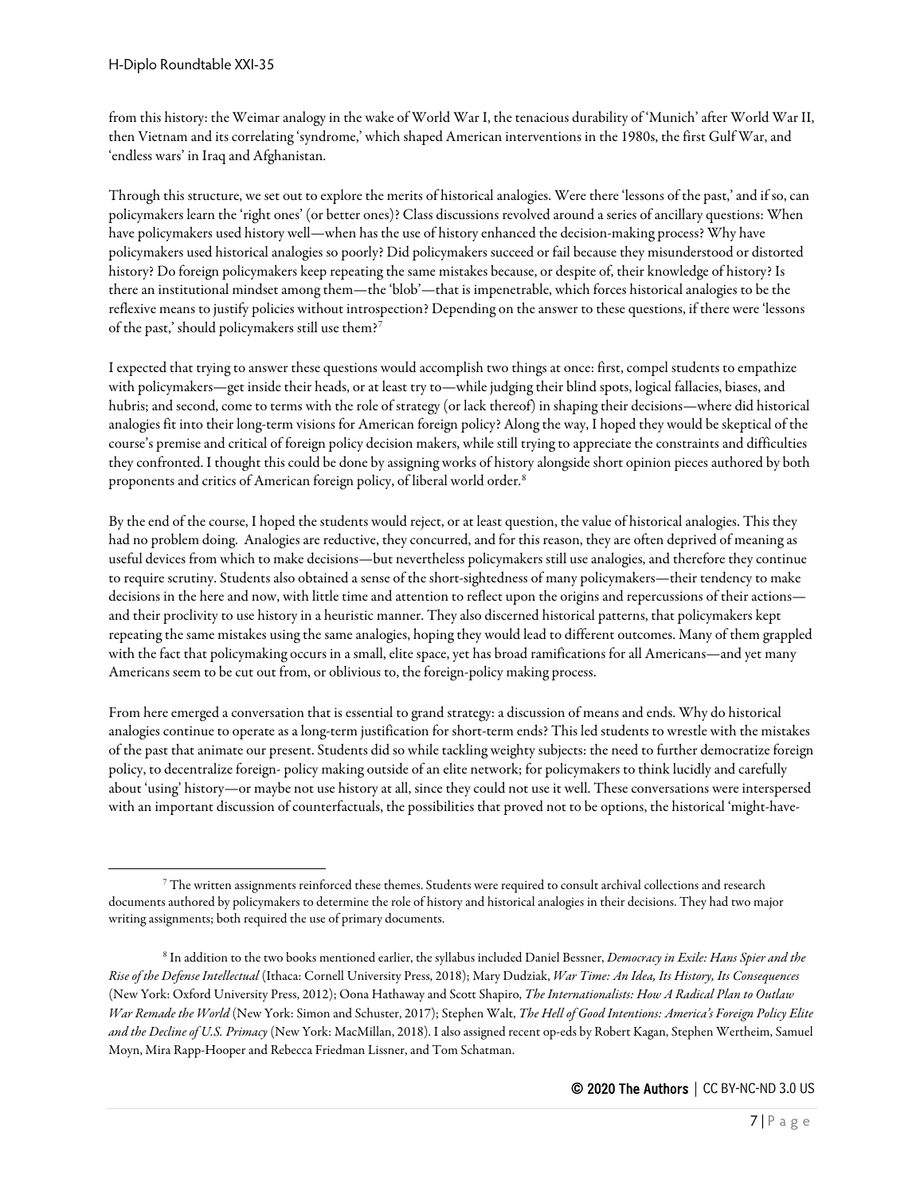from this history: the Weimar analogy in the wake of World War I, the tenacious durability of 'Munich' after World War II, then Vietnam and its correlating 'syndrome,' which shaped American interventions in the 1980s, the first Gulf War, and 'endless wars' in Iraq and Afghanistan.

Through this structure, we set out to explore the merits of historical analogies. Were there 'lessons of the past,' and if so, can policymakers learn the 'right ones' (or better ones)? Class discussions revolved around a series of ancillary questions: When have policymakers used history well—when has the use of history enhanced the decision-making process? Why have policymakers used historical analogies so poorly? Did policymakers succeed or fail because they misunderstood or distorted history? Do foreign policymakers keep repeating the same mistakes because, or despite of, their knowledge of history? Is there an institutional mindset among them—the 'blob'—that is impenetrable, which forces historical analogies to be the reflexive means to justify policies without introspection? Depending on the answer to these questions, if there were 'lessons of the past,' should policymakers still use them?[7]

I expected that trying to answer these questions would accomplish two things at once: first, compel students to empathize with policymakers—get inside their heads, or at least try to—while judging their blind spots, logical fallacies, biases, and hubris; and second, come to terms with the role of strategy (or lack thereof) in shaping their decisions—where did historical analogies fit into their long-term visions for American foreign policy? Along the way, I hoped they would be skeptical of the course's premise and critical of foreign policy decision makers, while still trying to appreciate the constraints and difficulties they confronted. I thought this could be done by assigning works of history alongside short opinion pieces authored by both proponents and critics of American foreign policy, of liberal world order.[8]

By the end of the course, I hoped the students would reject, or at least question, the value of historical analogies. This they had no problem doing. Analogies are reductive, they concurred, and for this reason, they are often deprived of meaning as useful devices from which to make decisions—but nevertheless policymakers still use analogies, and therefore they continue to require scrutiny. Students also obtained a sense of the short-sightedness of many policymakers—their tendency to make decisions in the here and now, with little time and attention to reflect upon the origins and repercussions of their actions—and their proclivity to use history in a heuristic manner. They also discerned historical patterns, that policymakers kept repeating the same mistakes using the same analogies, hoping they would lead to different outcomes. Many of them grappled with the fact that policymaking occurs in a small, elite space, yet has broad ramifications for all Americans—and yet many Americans seem to be cut out from, or oblivious to, the foreign-policy making process.

From here emerged a conversation that is essential to grand strategy: a discussion of means and ends. Why do historical analogies continue to operate as a long-term justification for short-term ends? This led students to wrestle with the mistakes of the past that animate our present. Students did so while tackling weighty subjects: the need to further democratize foreign policy, to decentralize foreign- policy making outside of an elite network; for policymakers to think lucidly and carefully about 'using' history—or maybe not use history at all, since they could not use it well. These conversations were interspersed with an important discussion of counterfactuals, the possibilities that proved not to be options, the historical 'might-have-

---

[7] The written assignments reinforced these themes. Students were required to consult archival collections and research documents authored by policymakers to determine the role of history and historical analogies in their decisions. They had two major writing assignments; both required the use of primary documents.

[8] In addition to the two books mentioned earlier, the syllabus included Daniel Bessner, *Democracy in Exile: Hans Spier and the Rise of the Defense Intellectual* (Ithaca: Cornell University Press, 2018); Mary Dudziak, *War Time: An Idea, Its History, Its Consequences* (New York: Oxford University Press, 2012); Oona Hathaway and Scott Shapiro, *The Internationalists: How A Radical Plan to Outlaw War Remade the World* (New York: Simon and Schuster, 2017); Stephen Walt, *The Hell of Good Intentions: America's Foreign Policy Elite and the Decline of U.S. Primacy* (New York: MacMillan, 2018). I also assigned recent op-eds by Robert Kagan, Stephen Wertheim, Samuel Moyn, Mira Rapp-Hooper and Rebecca Friedman Lissner, and Tom Schatman.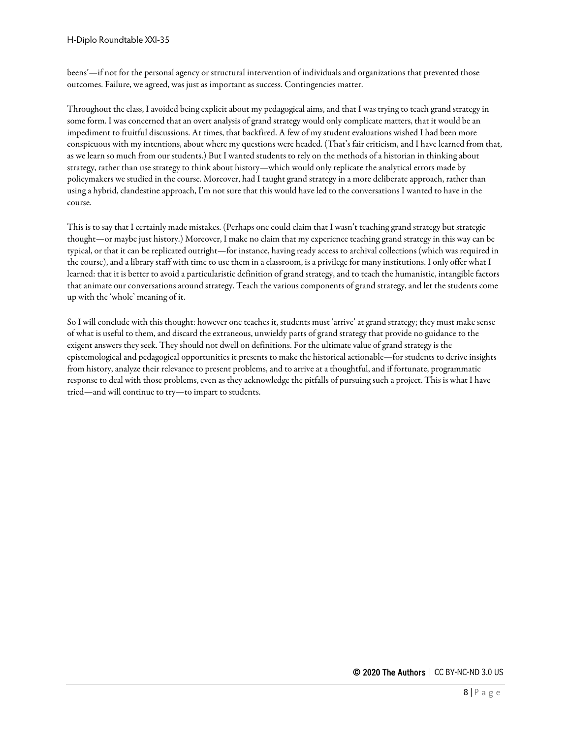beens'—if not for the personal agency or structural intervention of individuals and organizations that prevented those outcomes. Failure, we agreed, was just as important as success. Contingencies matter.

Throughout the class, I avoided being explicit about my pedagogical aims, and that I was trying to teach grand strategy in some form. I was concerned that an overt analysis of grand strategy would only complicate matters, that it would be an impediment to fruitful discussions. At times, that backfired. A few of my student evaluations wished I had been more conspicuous with my intentions, about where my questions were headed. (That's fair criticism, and I have learned from that, as we learn so much from our students.) But I wanted students to rely on the methods of a historian in thinking about strategy, rather than use strategy to think about history—which would only replicate the analytical errors made by policymakers we studied in the course. Moreover, had I taught grand strategy in a more deliberate approach, rather than using a hybrid, clandestine approach, I'm not sure that this would have led to the conversations I wanted to have in the course.

This is to say that I certainly made mistakes. (Perhaps one could claim that I wasn't teaching grand strategy but strategic thought—or maybe just history.) Moreover, I make no claim that my experience teaching grand strategy in this way can be typical, or that it can be replicated outright—for instance, having ready access to archival collections (which was required in the course), and a library staff with time to use them in a classroom, is a privilege for many institutions. I only offer what I learned: that it is better to avoid a particularistic definition of grand strategy, and to teach the humanistic, intangible factors that animate our conversations around strategy. Teach the various components of grand strategy, and let the students come up with the 'whole' meaning of it.

So I will conclude with this thought: however one teaches it, students must 'arrive' at grand strategy; they must make sense of what is useful to them, and discard the extraneous, unwieldy parts of grand strategy that provide no guidance to the exigent answers they seek. They should not dwell on definitions. For the ultimate value of grand strategy is the epistemological and pedagogical opportunities it presents to make the historical actionable—for students to derive insights from history, analyze their relevance to present problems, and to arrive at a thoughtful, and if fortunate, programmatic response to deal with those problems, even as they acknowledge the pitfalls of pursuing such a project. This is what I have tried—and will continue to try—to impart to students.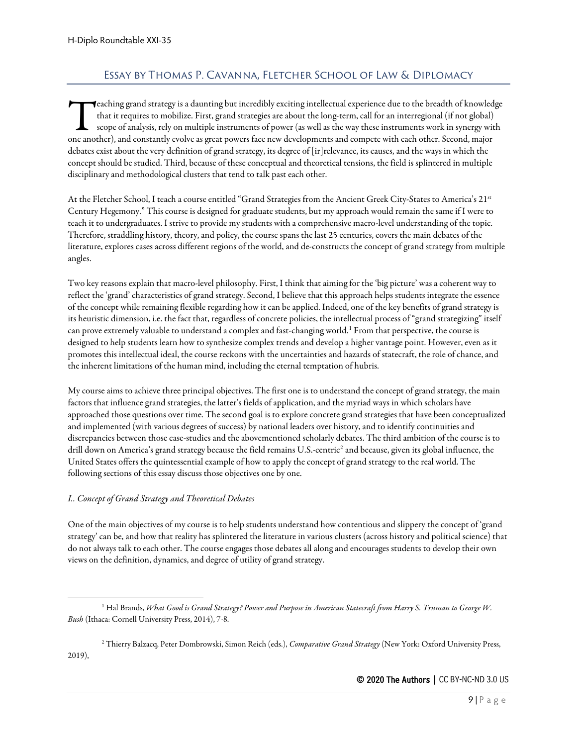## Essay by Thomas P. Cavanna, Fletcher School of Law & Diplomacy

Teaching grand strategy is a daunting but incredibly exciting intellectual experience due to the breadth of knowledge that it requires to mobilize. First, grand strategies are about the long-term, call for an interregional (if not global) scope of analysis, rely on multiple instruments of power (as well as the way these instruments work in synergy with one another), and constantly evolve as great powers face new developments and compete with each other. Second, major debates exist about the very definition of grand strategy, its degree of [ir]relevance, its causes, and the ways in which the concept should be studied. Third, because of these conceptual and theoretical tensions, the field is splintered in multiple disciplinary and methodological clusters that tend to talk past each other.

At the Fletcher School, I teach a course entitled "Grand Strategies from the Ancient Greek City-States to America's 21st Century Hegemony." This course is designed for graduate students, but my approach would remain the same if I were to teach it to undergraduates. I strive to provide my students with a comprehensive macro-level understanding of the topic. Therefore, straddling history, theory, and policy, the course spans the last 25 centuries, covers the main debates of the literature, explores cases across different regions of the world, and de-constructs the concept of grand strategy from multiple angles.

Two key reasons explain that macro-level philosophy. First, I think that aiming for the 'big picture' was a coherent way to reflect the 'grand' characteristics of grand strategy. Second, I believe that this approach helps students integrate the essence of the concept while remaining flexible regarding how it can be applied. Indeed, one of the key benefits of grand strategy is its heuristic dimension, i.e. the fact that, regardless of concrete policies, the intellectual process of "grand strategizing" itself can prove extremely valuable to understand a complex and fast-changing world.[1] From that perspective, the course is designed to help students learn how to synthesize complex trends and develop a higher vantage point. However, even as it promotes this intellectual ideal, the course reckons with the uncertainties and hazards of statecraft, the role of chance, and the inherent limitations of the human mind, including the eternal temptation of hubris.

My course aims to achieve three principal objectives. The first one is to understand the concept of grand strategy, the main factors that influence grand strategies, the latter's fields of application, and the myriad ways in which scholars have approached those questions over time. The second goal is to explore concrete grand strategies that have been conceptualized and implemented (with various degrees of success) by national leaders over history, and to identify continuities and discrepancies between those case-studies and the abovementioned scholarly debates. The third ambition of the course is to drill down on America's grand strategy because the field remains U.S.-centric[2] and because, given its global influence, the United States offers the quintessential example of how to apply the concept of grand strategy to the real world. The following sections of this essay discuss those objectives one by one.

### *I.. Concept of Grand Strategy and Theoretical Debates*

One of the main objectives of my course is to help students understand how contentious and slippery the concept of 'grand strategy' can be, and how that reality has splintered the literature in various clusters (across history and political science) that do not always talk to each other. The course engages those debates all along and encourages students to develop their own views on the definition, dynamics, and degree of utility of grand strategy.

---

[1] Hal Brands, *What Good is Grand Strategy? Power and Purpose in American Statecraft from Harry S. Truman to George W. Bush* (Ithaca: Cornell University Press, 2014), 7-8.

[2] Thierry Balzacq, Peter Dombrowski, Simon Reich (eds.), *Comparative Grand Strategy* (New York: Oxford University Press, 2019),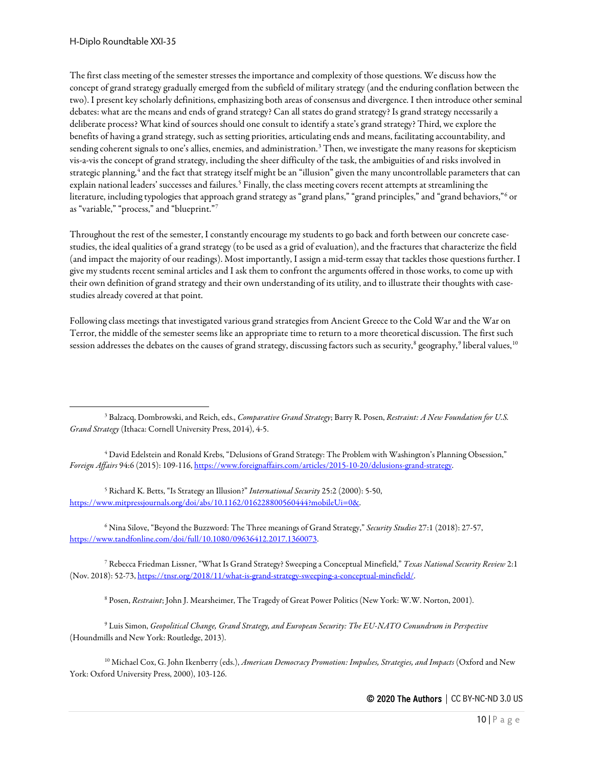The first class meeting of the semester stresses the importance and complexity of those questions. We discuss how the concept of grand strategy gradually emerged from the subfield of military strategy (and the enduring conflation between the two). I present key scholarly definitions, emphasizing both areas of consensus and divergence. I then introduce other seminal debates: what are the means and ends of grand strategy? Can all states do grand strategy? Is grand strategy necessarily a deliberate process? What kind of sources should one consult to identify a state's grand strategy? Third, we explore the benefits of having a grand strategy, such as setting priorities, articulating ends and means, facilitating accountability, and sending coherent signals to one's allies, enemies, and administration.[3] Then, we investigate the many reasons for skepticism vis-a-vis the concept of grand strategy, including the sheer difficulty of the task, the ambiguities of and risks involved in strategic planning,[4] and the fact that strategy itself might be an "illusion" given the many uncontrollable parameters that can explain national leaders' successes and failures.[5] Finally, the class meeting covers recent attempts at streamlining the literature, including typologies that approach grand strategy as "grand plans," "grand principles," and "grand behaviors,"[6] or as "variable," "process," and "blueprint."[7]

Throughout the rest of the semester, I constantly encourage my students to go back and forth between our concrete case-studies, the ideal qualities of a grand strategy (to be used as a grid of evaluation), and the fractures that characterize the field (and impact the majority of our readings). Most importantly, I assign a mid-term essay that tackles those questions further. I give my students recent seminal articles and I ask them to confront the arguments offered in those works, to come up with their own definition of grand strategy and their own understanding of its utility, and to illustrate their thoughts with case-studies already covered at that point.

Following class meetings that investigated various grand strategies from Ancient Greece to the Cold War and the War on Terror, the middle of the semester seems like an appropriate time to return to a more theoretical discussion. The first such session addresses the debates on the causes of grand strategy, discussing factors such as security,[8] geography,[9] liberal values,[10]

---

[3] Balzacq, Dombrowski, and Reich, eds., *Comparative Grand Strategy*; Barry R. Posen, *Restraint: A New Foundation for U.S. Grand Strategy* (Ithaca: Cornell University Press, 2014), 4-5.

[4] David Edelstein and Ronald Krebs, "Delusions of Grand Strategy: The Problem with Washington's Planning Obsession," *Foreign Affairs* 94:6 (2015): 109-116, https://www.foreignaffairs.com/articles/2015-10-20/delusions-grand-strategy.

[5] Richard K. Betts, "Is Strategy an Illusion?" *International Security* 25:2 (2000): 5-50, https://www.mitpressjournals.org/doi/abs/10.1162/016228800560444?mobileUi=0&.

[6] Nina Silove, "Beyond the Buzzword: The Three meanings of Grand Strategy," *Security Studies* 27:1 (2018): 27-57, https://www.tandfonline.com/doi/full/10.1080/09636412.2017.1360073.

[7] Rebecca Friedman Lissner, "What Is Grand Strategy? Sweeping a Conceptual Minefield," *Texas National Security Review* 2:1 (Nov. 2018): 52-73, https://tnsr.org/2018/11/what-is-grand-strategy-sweeping-a-conceptual-minefield/.

[8] Posen, *Restraint*; John J. Mearsheimer, The Tragedy of Great Power Politics (New York: W.W. Norton, 2001).

[9] Luis Simon, *Geopolitical Change, Grand Strategy, and European Security: The EU-NATO Conundrum in Perspective* (Houndmills and New York: Routledge, 2013).

[10] Michael Cox, G. John Ikenberry (eds.), *American Democracy Promotion: Impulses, Strategies, and Impacts* (Oxford and New York: Oxford University Press, 2000), 103-126.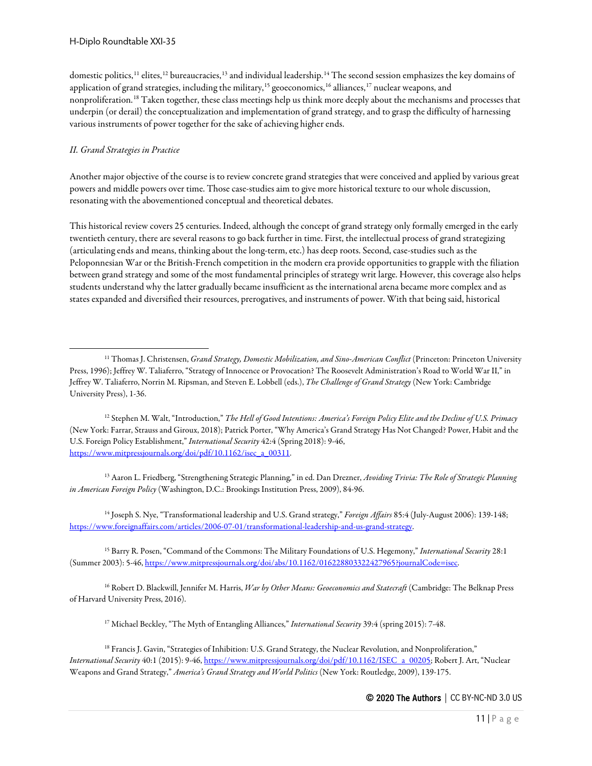domestic politics,[11] elites,[12] bureaucracies,[13] and individual leadership.[14] The second session emphasizes the key domains of application of grand strategies, including the military,[15] geoeconomics,[16] alliances,[17] nuclear weapons, and nonproliferation.[18] Taken together, these class meetings help us think more deeply about the mechanisms and processes that underpin (or derail) the conceptualization and implementation of grand strategy, and to grasp the difficulty of harnessing various instruments of power together for the sake of achieving higher ends.

*II. Grand Strategies in Practice*

Another major objective of the course is to review concrete grand strategies that were conceived and applied by various great powers and middle powers over time. Those case-studies aim to give more historical texture to our whole discussion, resonating with the abovementioned conceptual and theoretical debates.

This historical review covers 25 centuries. Indeed, although the concept of grand strategy only formally emerged in the early twentieth century, there are several reasons to go back further in time. First, the intellectual process of grand strategizing (articulating ends and means, thinking about the long-term, etc.) has deep roots. Second, case-studies such as the Peloponnesian War or the British-French competition in the modern era provide opportunities to grapple with the filiation between grand strategy and some of the most fundamental principles of strategy writ large. However, this coverage also helps students understand why the latter gradually became insufficient as the international arena became more complex and as states expanded and diversified their resources, prerogatives, and instruments of power. With that being said, historical

---

[11] Thomas J. Christensen, *Grand Strategy, Domestic Mobilization, and Sino-American Conflict* (Princeton: Princeton University Press, 1996); Jeffrey W. Taliaferro, "Strategy of Innocence or Provocation? The Roosevelt Administration's Road to World War II," in Jeffrey W. Taliaferro, Norrin M. Ripsman, and Steven E. Lobbell (eds.), *The Challenge of Grand Strategy* (New York: Cambridge University Press), 1-36.

[12] Stephen M. Walt, "Introduction," *The Hell of Good Intentions: America's Foreign Policy Elite and the Decline of U.S. Primacy* (New York: Farrar, Strauss and Giroux, 2018); Patrick Porter, "Why America's Grand Strategy Has Not Changed? Power, Habit and the U.S. Foreign Policy Establishment," *International Security* 42:4 (Spring 2018): 9-46, https://www.mitpressjournals.org/doi/pdf/10.1162/isec_a_00311.

[13] Aaron L. Friedberg, "Strengthening Strategic Planning," in ed. Dan Drezner, *Avoiding Trivia: The Role of Strategic Planning in American Foreign Policy* (Washington, D.C.: Brookings Institution Press, 2009), 84-96.

[14] Joseph S. Nye, "Transformational leadership and U.S. Grand strategy," *Foreign Affairs* 85:4 (July-August 2006): 139-148; https://www.foreignaffairs.com/articles/2006-07-01/transformational-leadership-and-us-grand-strategy.

[15] Barry R. Posen, "Command of the Commons: The Military Foundations of U.S. Hegemony," *International Security* 28:1 (Summer 2003): 5-46, https://www.mitpressjournals.org/doi/abs/10.1162/016228803322427965?journalCode=isec.

[16] Robert D. Blackwill, Jennifer M. Harris, *War by Other Means: Geoeconomics and Statecraft* (Cambridge: The Belknap Press of Harvard University Press, 2016).

[17] Michael Beckley, "The Myth of Entangling Alliances," *International Security* 39:4 (spring 2015): 7-48.

[18] Francis J. Gavin, "Strategies of Inhibition: U.S. Grand Strategy, the Nuclear Revolution, and Nonproliferation," *International Security* 40:1 (2015): 9-46, https://www.mitpressjournals.org/doi/pdf/10.1162/ISEC_a_00205; Robert J. Art, "Nuclear Weapons and Grand Strategy," *America's Grand Strategy and World Politics* (New York: Routledge, 2009), 139-175.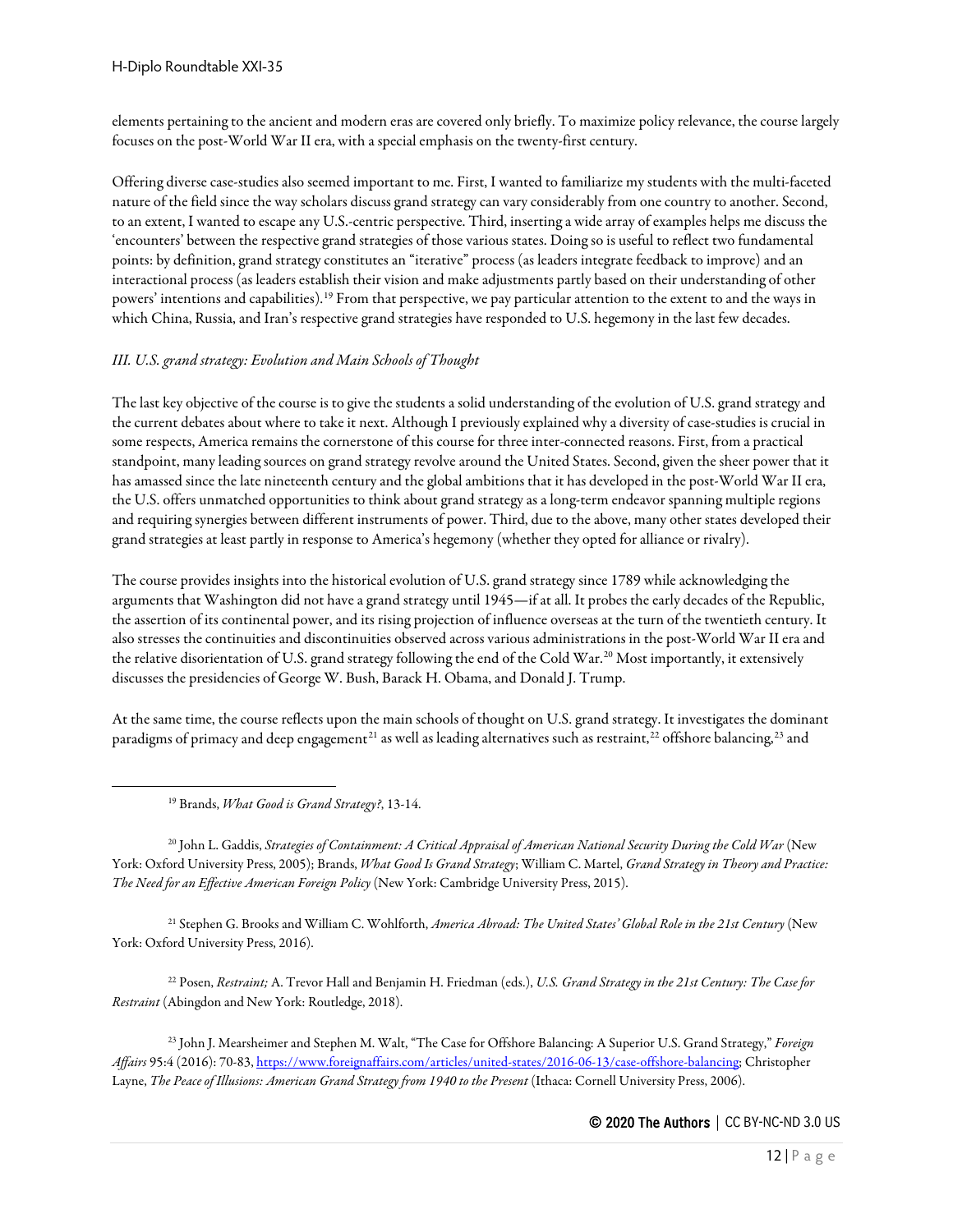elements pertaining to the ancient and modern eras are covered only briefly. To maximize policy relevance, the course largely focuses on the post-World War II era, with a special emphasis on the twenty-first century.

Offering diverse case-studies also seemed important to me. First, I wanted to familiarize my students with the multi-faceted nature of the field since the way scholars discuss grand strategy can vary considerably from one country to another. Second, to an extent, I wanted to escape any U.S.-centric perspective. Third, inserting a wide array of examples helps me discuss the 'encounters' between the respective grand strategies of those various states. Doing so is useful to reflect two fundamental points: by definition, grand strategy constitutes an "iterative" process (as leaders integrate feedback to improve) and an interactional process (as leaders establish their vision and make adjustments partly based on their understanding of other powers' intentions and capabilities).[19] From that perspective, we pay particular attention to the extent to and the ways in which China, Russia, and Iran's respective grand strategies have responded to U.S. hegemony in the last few decades.

*III. U.S. grand strategy: Evolution and Main Schools of Thought*

The last key objective of the course is to give the students a solid understanding of the evolution of U.S. grand strategy and the current debates about where to take it next. Although I previously explained why a diversity of case-studies is crucial in some respects, America remains the cornerstone of this course for three inter-connected reasons. First, from a practical standpoint, many leading sources on grand strategy revolve around the United States. Second, given the sheer power that it has amassed since the late nineteenth century and the global ambitions that it has developed in the post-World War II era, the U.S. offers unmatched opportunities to think about grand strategy as a long-term endeavor spanning multiple regions and requiring synergies between different instruments of power. Third, due to the above, many other states developed their grand strategies at least partly in response to America's hegemony (whether they opted for alliance or rivalry).

The course provides insights into the historical evolution of U.S. grand strategy since 1789 while acknowledging the arguments that Washington did not have a grand strategy until 1945—if at all. It probes the early decades of the Republic, the assertion of its continental power, and its rising projection of influence overseas at the turn of the twentieth century. It also stresses the continuities and discontinuities observed across various administrations in the post-World War II era and the relative disorientation of U.S. grand strategy following the end of the Cold War.[20] Most importantly, it extensively discusses the presidencies of George W. Bush, Barack H. Obama, and Donald J. Trump.

At the same time, the course reflects upon the main schools of thought on U.S. grand strategy. It investigates the dominant paradigms of primacy and deep engagement[21] as well as leading alternatives such as restraint,[22] offshore balancing,[23] and

---

[19] Brands, *What Good is Grand Strategy?*, 13-14.

[20] John L. Gaddis, *Strategies of Containment: A Critical Appraisal of American National Security During the Cold War* (New York: Oxford University Press, 2005); Brands, *What Good Is Grand Strategy*; William C. Martel, *Grand Strategy in Theory and Practice: The Need for an Effective American Foreign Policy* (New York: Cambridge University Press, 2015).

[21] Stephen G. Brooks and William C. Wohlforth, *America Abroad: The United States' Global Role in the 21st Century* (New York: Oxford University Press, 2016).

[22] Posen, *Restraint;* A. Trevor Hall and Benjamin H. Friedman (eds.), *U.S. Grand Strategy in the 21st Century: The Case for Restraint* (Abingdon and New York: Routledge, 2018).

[23] John J. Mearsheimer and Stephen M. Walt, "The Case for Offshore Balancing: A Superior U.S. Grand Strategy," *Foreign Affairs* 95:4 (2016): 70-83, https://www.foreignaffairs.com/articles/united-states/2016-06-13/case-offshore-balancing; Christopher Layne, *The Peace of Illusions: American Grand Strategy from 1940 to the Present* (Ithaca: Cornell University Press, 2006).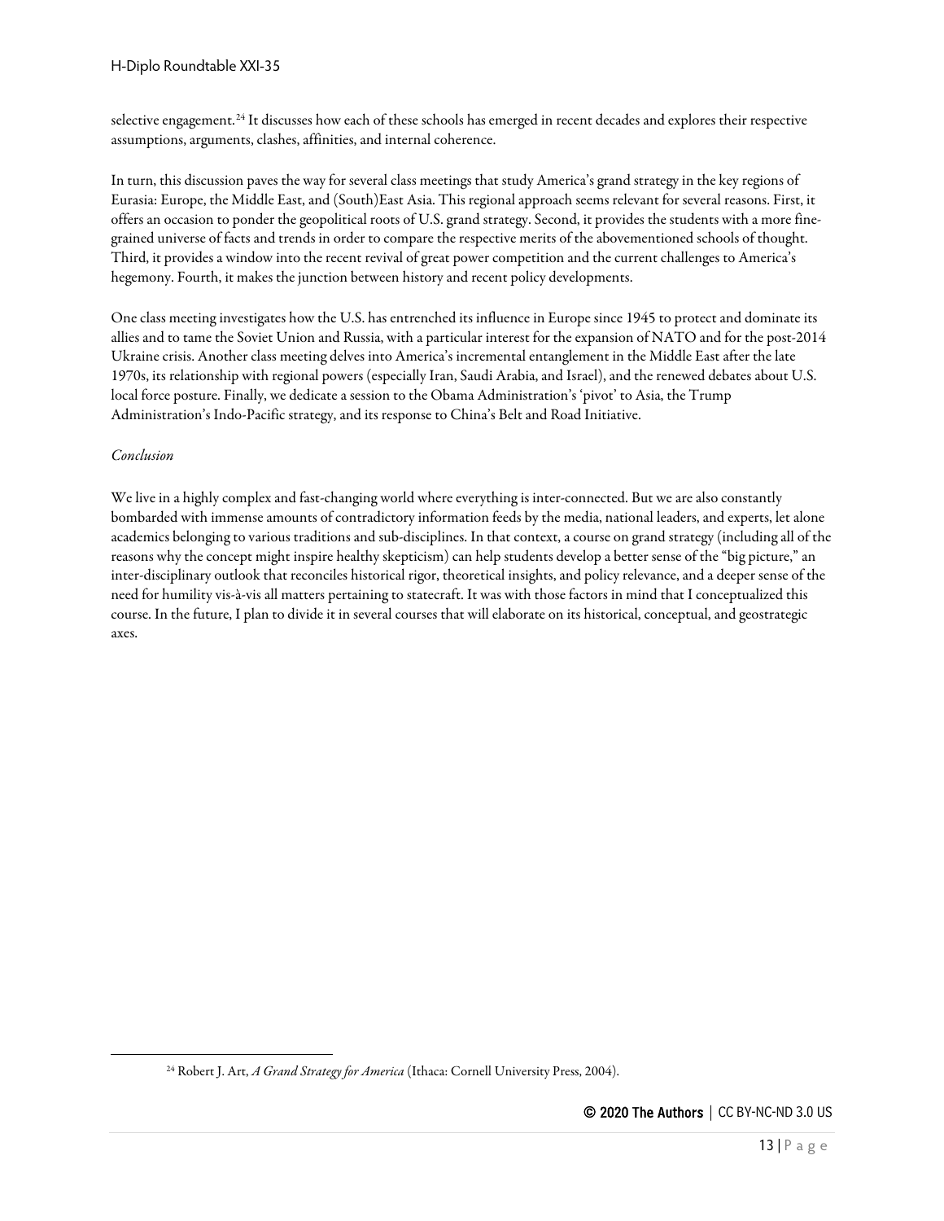selective engagement.[24] It discusses how each of these schools has emerged in recent decades and explores their respective assumptions, arguments, clashes, affinities, and internal coherence.

In turn, this discussion paves the way for several class meetings that study America's grand strategy in the key regions of Eurasia: Europe, the Middle East, and (South)East Asia. This regional approach seems relevant for several reasons. First, it offers an occasion to ponder the geopolitical roots of U.S. grand strategy. Second, it provides the students with a more fine-grained universe of facts and trends in order to compare the respective merits of the abovementioned schools of thought. Third, it provides a window into the recent revival of great power competition and the current challenges to America's hegemony. Fourth, it makes the junction between history and recent policy developments.

One class meeting investigates how the U.S. has entrenched its influence in Europe since 1945 to protect and dominate its allies and to tame the Soviet Union and Russia, with a particular interest for the expansion of NATO and for the post-2014 Ukraine crisis. Another class meeting delves into America's incremental entanglement in the Middle East after the late 1970s, its relationship with regional powers (especially Iran, Saudi Arabia, and Israel), and the renewed debates about U.S. local force posture. Finally, we dedicate a session to the Obama Administration's 'pivot' to Asia, the Trump Administration's Indo-Pacific strategy, and its response to China's Belt and Road Initiative.

*Conclusion*

We live in a highly complex and fast-changing world where everything is inter-connected. But we are also constantly bombarded with immense amounts of contradictory information feeds by the media, national leaders, and experts, let alone academics belonging to various traditions and sub-disciplines. In that context, a course on grand strategy (including all of the reasons why the concept might inspire healthy skepticism) can help students develop a better sense of the "big picture," an inter-disciplinary outlook that reconciles historical rigor, theoretical insights, and policy relevance, and a deeper sense of the need for humility vis-à-vis all matters pertaining to statecraft. It was with those factors in mind that I conceptualized this course. In the future, I plan to divide it in several courses that will elaborate on its historical, conceptual, and geostrategic axes.

---

[24] Robert J. Art, *A Grand Strategy for America* (Ithaca: Cornell University Press, 2004).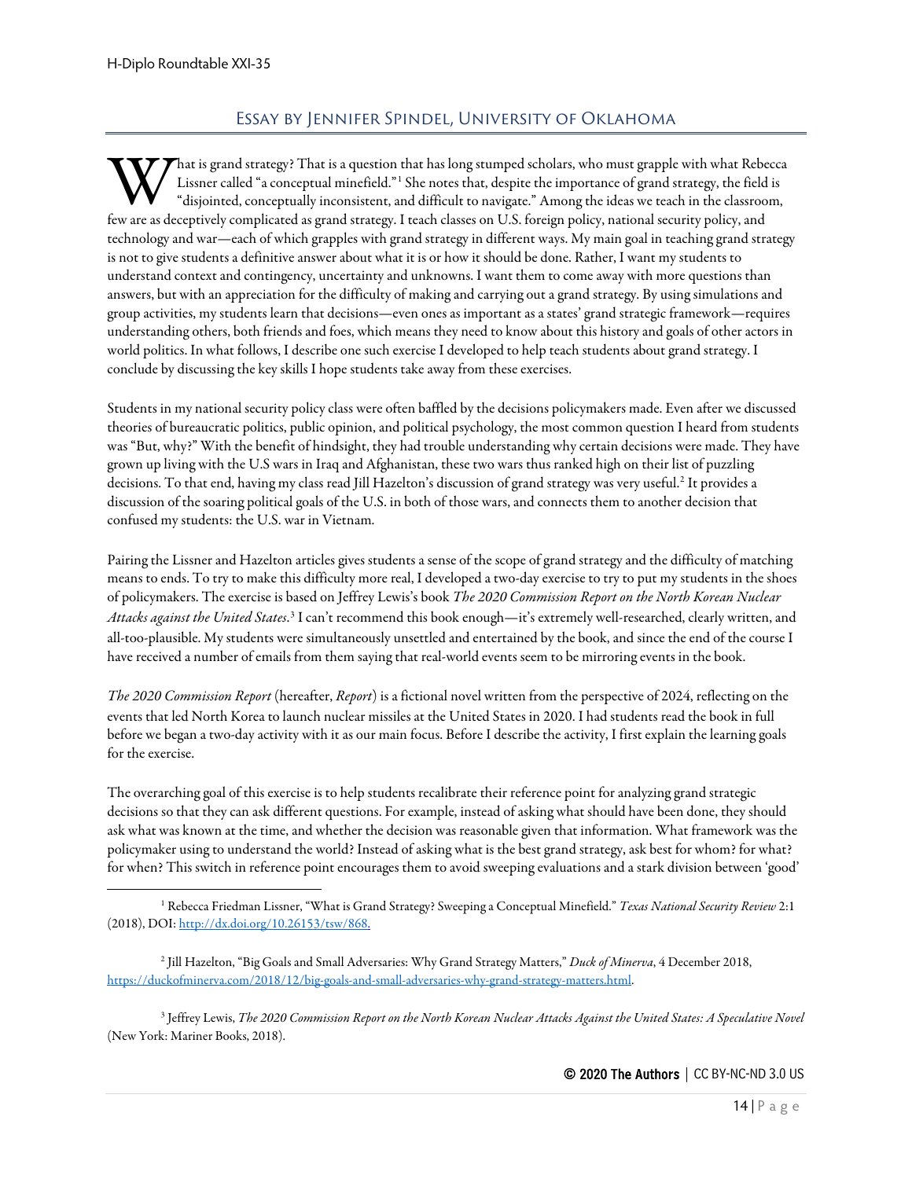## Essay by Jennifer Spindel, University of Oklahoma

What is grand strategy? That is a question that has long stumped scholars, who must grapple with what Rebecca Lissner called "a conceptual minefield."[1] She notes that, despite the importance of grand strategy, the field is "disjointed, conceptually inconsistent, and difficult to navigate." Among the ideas we teach in the classroom, few are as deceptively complicated as grand strategy. I teach classes on U.S. foreign policy, national security policy, and technology and war—each of which grapples with grand strategy in different ways. My main goal in teaching grand strategy is not to give students a definitive answer about what it is or how it should be done. Rather, I want my students to understand context and contingency, uncertainty and unknowns. I want them to come away with more questions than answers, but with an appreciation for the difficulty of making and carrying out a grand strategy. By using simulations and group activities, my students learn that decisions—even ones as important as a states' grand strategic framework—requires understanding others, both friends and foes, which means they need to know about this history and goals of other actors in world politics. In what follows, I describe one such exercise I developed to help teach students about grand strategy. I conclude by discussing the key skills I hope students take away from these exercises.

Students in my national security policy class were often baffled by the decisions policymakers made. Even after we discussed theories of bureaucratic politics, public opinion, and political psychology, the most common question I heard from students was "But, why?" With the benefit of hindsight, they had trouble understanding why certain decisions were made. They have grown up living with the U.S wars in Iraq and Afghanistan, these two wars thus ranked high on their list of puzzling decisions. To that end, having my class read Jill Hazelton's discussion of grand strategy was very useful.[2] It provides a discussion of the soaring political goals of the U.S. in both of those wars, and connects them to another decision that confused my students: the U.S. war in Vietnam.

Pairing the Lissner and Hazelton articles gives students a sense of the scope of grand strategy and the difficulty of matching means to ends. To try to make this difficulty more real, I developed a two-day exercise to try to put my students in the shoes of policymakers. The exercise is based on Jeffrey Lewis's book *The 2020 Commission Report on the North Korean Nuclear Attacks against the United States*.[3] I can't recommend this book enough—it's extremely well-researched, clearly written, and all-too-plausible. My students were simultaneously unsettled and entertained by the book, and since the end of the course I have received a number of emails from them saying that real-world events seem to be mirroring events in the book.

*The 2020 Commission Report* (hereafter, *Report*) is a fictional novel written from the perspective of 2024, reflecting on the events that led North Korea to launch nuclear missiles at the United States in 2020. I had students read the book in full before we began a two-day activity with it as our main focus. Before I describe the activity, I first explain the learning goals for the exercise.

The overarching goal of this exercise is to help students recalibrate their reference point for analyzing grand strategic decisions so that they can ask different questions. For example, instead of asking what should have been done, they should ask what was known at the time, and whether the decision was reasonable given that information. What framework was the policymaker using to understand the world? Instead of asking what is the best grand strategy, ask best for whom? for what? for when? This switch in reference point encourages them to avoid sweeping evaluations and a stark division between 'good'

---

[1] Rebecca Friedman Lissner, "What is Grand Strategy? Sweeping a Conceptual Minefield." *Texas National Security Review* 2:1 (2018), DOI: http://dx.doi.org/10.26153/tsw/868.

[2] Jill Hazelton, "Big Goals and Small Adversaries: Why Grand Strategy Matters," *Duck of Minerva*, 4 December 2018, https://duckofminerva.com/2018/12/big-goals-and-small-adversaries-why-grand-strategy-matters.html.

[3] Jeffrey Lewis, *The 2020 Commission Report on the North Korean Nuclear Attacks Against the United States: A Speculative Novel* (New York: Mariner Books, 2018).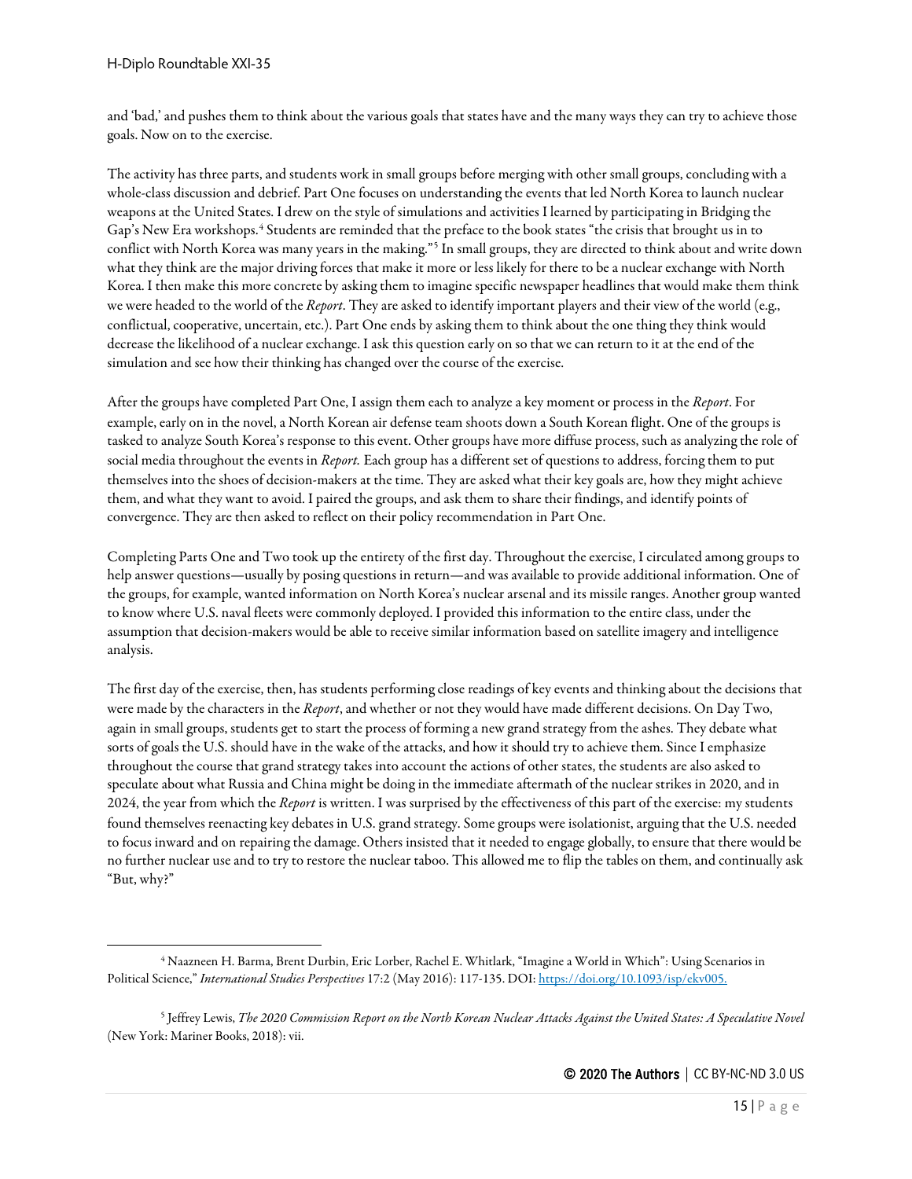and 'bad,' and pushes them to think about the various goals that states have and the many ways they can try to achieve those goals. Now on to the exercise.

The activity has three parts, and students work in small groups before merging with other small groups, concluding with a whole-class discussion and debrief. Part One focuses on understanding the events that led North Korea to launch nuclear weapons at the United States. I drew on the style of simulations and activities I learned by participating in Bridging the Gap's New Era workshops.[4] Students are reminded that the preface to the book states "the crisis that brought us in to conflict with North Korea was many years in the making."[5] In small groups, they are directed to think about and write down what they think are the major driving forces that make it more or less likely for there to be a nuclear exchange with North Korea. I then make this more concrete by asking them to imagine specific newspaper headlines that would make them think we were headed to the world of the *Report*. They are asked to identify important players and their view of the world (e.g., conflictual, cooperative, uncertain, etc.). Part One ends by asking them to think about the one thing they think would decrease the likelihood of a nuclear exchange. I ask this question early on so that we can return to it at the end of the simulation and see how their thinking has changed over the course of the exercise.

After the groups have completed Part One, I assign them each to analyze a key moment or process in the *Report*. For example, early on in the novel, a North Korean air defense team shoots down a South Korean flight. One of the groups is tasked to analyze South Korea's response to this event. Other groups have more diffuse process, such as analyzing the role of social media throughout the events in *Report.* Each group has a different set of questions to address, forcing them to put themselves into the shoes of decision-makers at the time. They are asked what their key goals are, how they might achieve them, and what they want to avoid. I paired the groups, and ask them to share their findings, and identify points of convergence. They are then asked to reflect on their policy recommendation in Part One.

Completing Parts One and Two took up the entirety of the first day. Throughout the exercise, I circulated among groups to help answer questions—usually by posing questions in return—and was available to provide additional information. One of the groups, for example, wanted information on North Korea's nuclear arsenal and its missile ranges. Another group wanted to know where U.S. naval fleets were commonly deployed. I provided this information to the entire class, under the assumption that decision-makers would be able to receive similar information based on satellite imagery and intelligence analysis.

The first day of the exercise, then, has students performing close readings of key events and thinking about the decisions that were made by the characters in the *Report*, and whether or not they would have made different decisions. On Day Two, again in small groups, students get to start the process of forming a new grand strategy from the ashes. They debate what sorts of goals the U.S. should have in the wake of the attacks, and how it should try to achieve them. Since I emphasize throughout the course that grand strategy takes into account the actions of other states, the students are also asked to speculate about what Russia and China might be doing in the immediate aftermath of the nuclear strikes in 2020, and in 2024, the year from which the *Report* is written. I was surprised by the effectiveness of this part of the exercise: my students found themselves reenacting key debates in U.S. grand strategy. Some groups were isolationist, arguing that the U.S. needed to focus inward and on repairing the damage. Others insisted that it needed to engage globally, to ensure that there would be no further nuclear use and to try to restore the nuclear taboo. This allowed me to flip the tables on them, and continually ask "But, why?"

---

[4] Naazneen H. Barma, Brent Durbin, Eric Lorber, Rachel E. Whitlark, "Imagine a World in Which": Using Scenarios in Political Science," *International Studies Perspectives* 17:2 (May 2016): 117-135. DOI: https://doi.org/10.1093/isp/ekv005.

[5] Jeffrey Lewis, *The 2020 Commission Report on the North Korean Nuclear Attacks Against the United States: A Speculative Novel* (New York: Mariner Books, 2018): vii.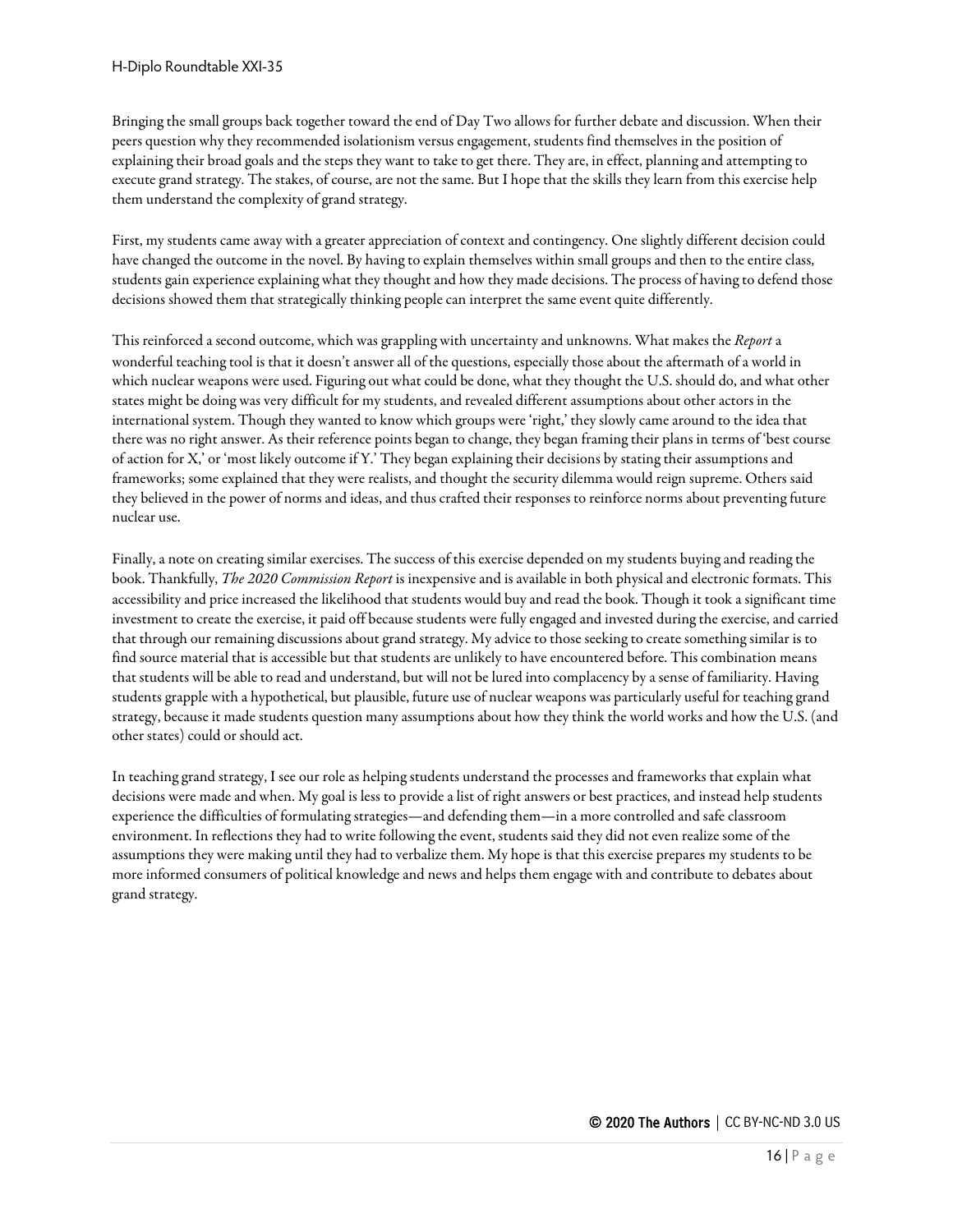Bringing the small groups back together toward the end of Day Two allows for further debate and discussion. When their peers question why they recommended isolationism versus engagement, students find themselves in the position of explaining their broad goals and the steps they want to take to get there. They are, in effect, planning and attempting to execute grand strategy. The stakes, of course, are not the same. But I hope that the skills they learn from this exercise help them understand the complexity of grand strategy.

First, my students came away with a greater appreciation of context and contingency. One slightly different decision could have changed the outcome in the novel. By having to explain themselves within small groups and then to the entire class, students gain experience explaining what they thought and how they made decisions. The process of having to defend those decisions showed them that strategically thinking people can interpret the same event quite differently.

This reinforced a second outcome, which was grappling with uncertainty and unknowns. What makes the *Report* a wonderful teaching tool is that it doesn't answer all of the questions, especially those about the aftermath of a world in which nuclear weapons were used. Figuring out what could be done, what they thought the U.S. should do, and what other states might be doing was very difficult for my students, and revealed different assumptions about other actors in the international system. Though they wanted to know which groups were 'right,' they slowly came around to the idea that there was no right answer. As their reference points began to change, they began framing their plans in terms of 'best course of action for X,' or 'most likely outcome if Y.' They began explaining their decisions by stating their assumptions and frameworks; some explained that they were realists, and thought the security dilemma would reign supreme. Others said they believed in the power of norms and ideas, and thus crafted their responses to reinforce norms about preventing future nuclear use.

Finally, a note on creating similar exercises. The success of this exercise depended on my students buying and reading the book. Thankfully, *The 2020 Commission Report* is inexpensive and is available in both physical and electronic formats. This accessibility and price increased the likelihood that students would buy and read the book. Though it took a significant time investment to create the exercise, it paid off because students were fully engaged and invested during the exercise, and carried that through our remaining discussions about grand strategy. My advice to those seeking to create something similar is to find source material that is accessible but that students are unlikely to have encountered before. This combination means that students will be able to read and understand, but will not be lured into complacency by a sense of familiarity. Having students grapple with a hypothetical, but plausible, future use of nuclear weapons was particularly useful for teaching grand strategy, because it made students question many assumptions about how they think the world works and how the U.S. (and other states) could or should act.

In teaching grand strategy, I see our role as helping students understand the processes and frameworks that explain what decisions were made and when. My goal is less to provide a list of right answers or best practices, and instead help students experience the difficulties of formulating strategies—and defending them—in a more controlled and safe classroom environment. In reflections they had to write following the event, students said they did not even realize some of the assumptions they were making until they had to verbalize them. My hope is that this exercise prepares my students to be more informed consumers of political knowledge and news and helps them engage with and contribute to debates about grand strategy.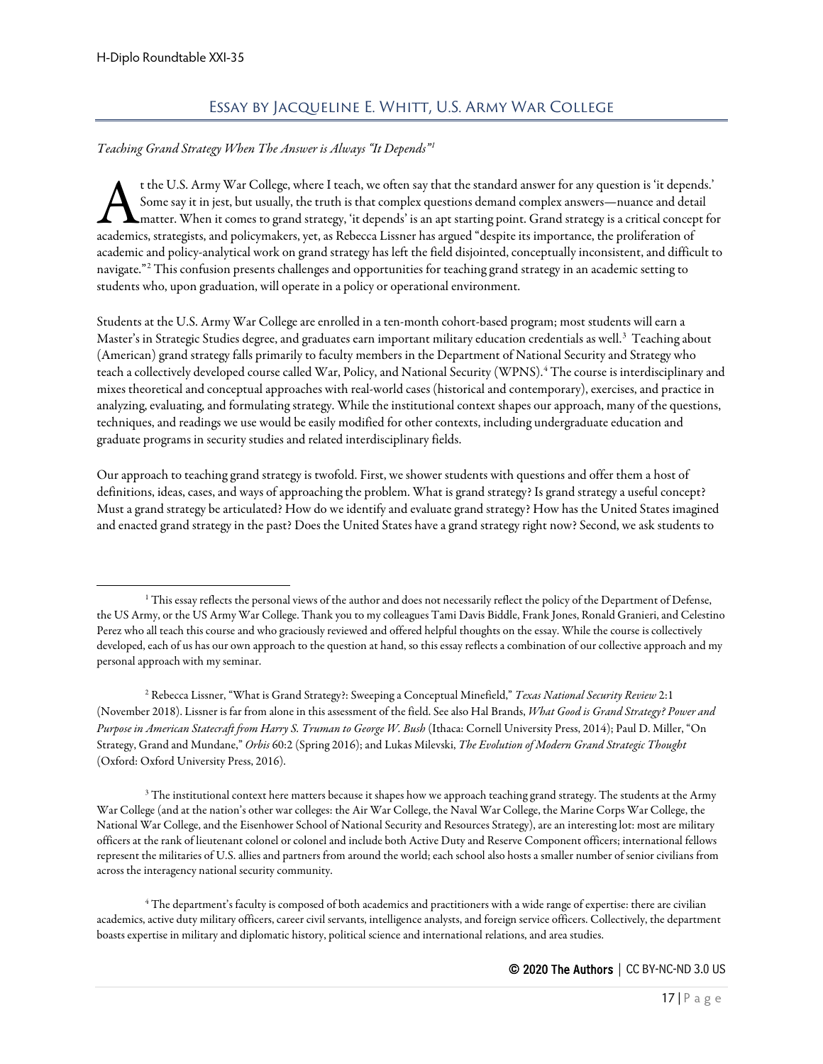## Essay by Jacqueline E. Whitt, U.S. Army War College

*Teaching Grand Strategy When The Answer is Always "It Depends"*[1]

At the U.S. Army War College, where I teach, we often say that the standard answer for any question is 'it depends.' Some say it in jest, but usually, the truth is that complex questions demand complex answers—nuance and detail matter. When it comes to grand strategy, 'it depends' is an apt starting point. Grand strategy is a critical concept for academics, strategists, and policymakers, yet, as Rebecca Lissner has argued "despite its importance, the proliferation of academic and policy-analytical work on grand strategy has left the field disjointed, conceptually inconsistent, and difficult to navigate."[2] This confusion presents challenges and opportunities for teaching grand strategy in an academic setting to students who, upon graduation, will operate in a policy or operational environment.

Students at the U.S. Army War College are enrolled in a ten-month cohort-based program; most students will earn a Master's in Strategic Studies degree, and graduates earn important military education credentials as well.[3] Teaching about (American) grand strategy falls primarily to faculty members in the Department of National Security and Strategy who teach a collectively developed course called War, Policy, and National Security (WPNS).[4] The course is interdisciplinary and mixes theoretical and conceptual approaches with real-world cases (historical and contemporary), exercises, and practice in analyzing, evaluating, and formulating strategy. While the institutional context shapes our approach, many of the questions, techniques, and readings we use would be easily modified for other contexts, including undergraduate education and graduate programs in security studies and related interdisciplinary fields.

Our approach to teaching grand strategy is twofold. First, we shower students with questions and offer them a host of definitions, ideas, cases, and ways of approaching the problem. What is grand strategy? Is grand strategy a useful concept? Must a grand strategy be articulated? How do we identify and evaluate grand strategy? How has the United States imagined and enacted grand strategy in the past? Does the United States have a grand strategy right now? Second, we ask students to

---

[1] This essay reflects the personal views of the author and does not necessarily reflect the policy of the Department of Defense, the US Army, or the US Army War College. Thank you to my colleagues Tami Davis Biddle, Frank Jones, Ronald Granieri, and Celestino Perez who all teach this course and who graciously reviewed and offered helpful thoughts on the essay. While the course is collectively developed, each of us has our own approach to the question at hand, so this essay reflects a combination of our collective approach and my personal approach with my seminar.

[2] Rebecca Lissner, "What is Grand Strategy?: Sweeping a Conceptual Minefield," *Texas National Security Review* 2:1 (November 2018). Lissner is far from alone in this assessment of the field. See also Hal Brands, *What Good is Grand Strategy? Power and Purpose in American Statecraft from Harry S. Truman to George W. Bush* (Ithaca: Cornell University Press, 2014); Paul D. Miller, "On Strategy, Grand and Mundane," *Orbis* 60:2 (Spring 2016); and Lukas Milevski, *The Evolution of Modern Grand Strategic Thought* (Oxford: Oxford University Press, 2016).

[3] The institutional context here matters because it shapes how we approach teaching grand strategy. The students at the Army War College (and at the nation's other war colleges: the Air War College, the Naval War College, the Marine Corps War College, the National War College, and the Eisenhower School of National Security and Resources Strategy), are an interesting lot: most are military officers at the rank of lieutenant colonel or colonel and include both Active Duty and Reserve Component officers; international fellows represent the militaries of U.S. allies and partners from around the world; each school also hosts a smaller number of senior civilians from across the interagency national security community.

[4] The department's faculty is composed of both academics and practitioners with a wide range of expertise: there are civilian academics, active duty military officers, career civil servants, intelligence analysts, and foreign service officers. Collectively, the department boasts expertise in military and diplomatic history, political science and international relations, and area studies.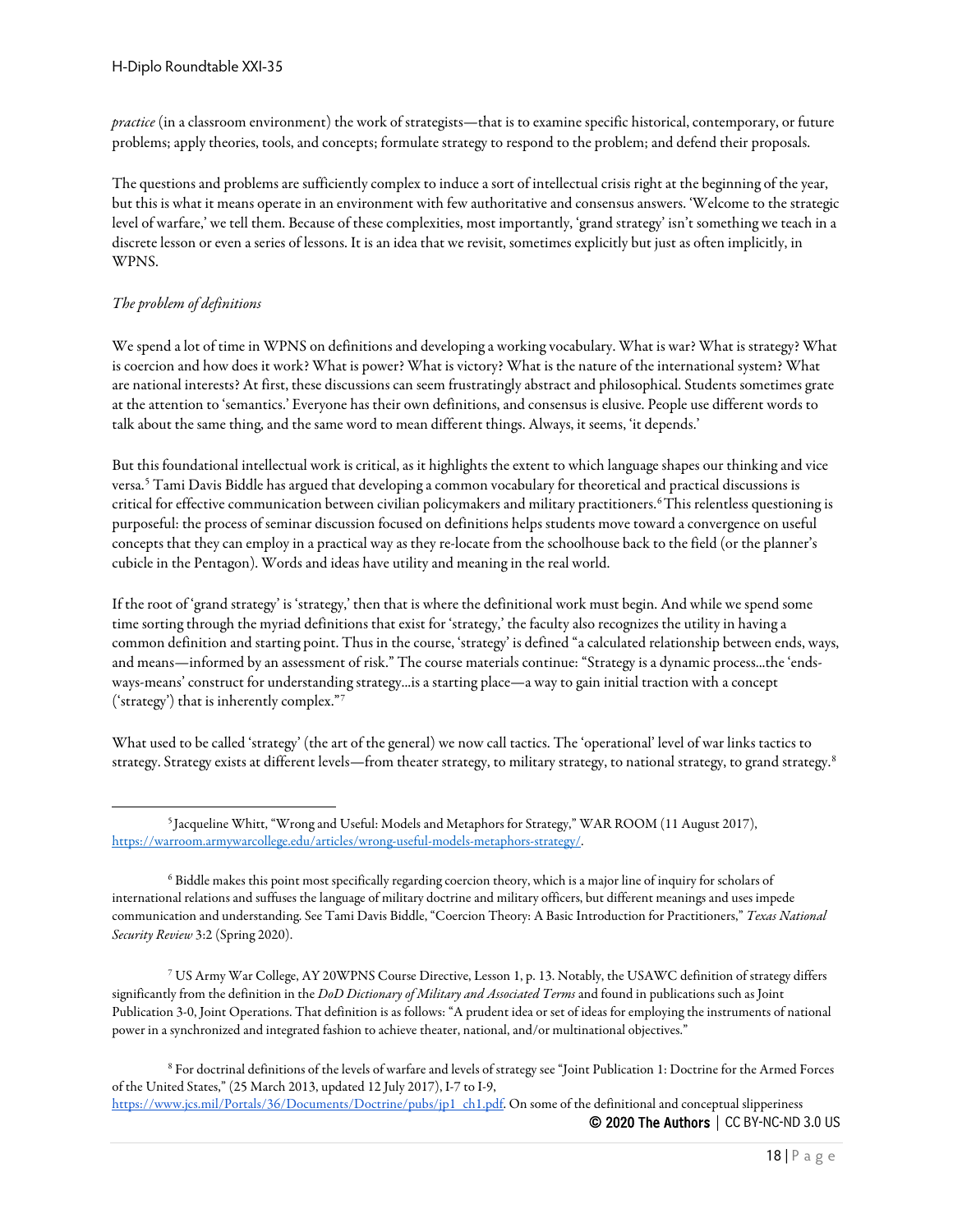*practice* (in a classroom environment) the work of strategists—that is to examine specific historical, contemporary, or future problems; apply theories, tools, and concepts; formulate strategy to respond to the problem; and defend their proposals.

The questions and problems are sufficiently complex to induce a sort of intellectual crisis right at the beginning of the year, but this is what it means operate in an environment with few authoritative and consensus answers. 'Welcome to the strategic level of warfare,' we tell them. Because of these complexities, most importantly, 'grand strategy' isn't something we teach in a discrete lesson or even a series of lessons. It is an idea that we revisit, sometimes explicitly but just as often implicitly, in WPNS.

*The problem of definitions*

We spend a lot of time in WPNS on definitions and developing a working vocabulary. What is war? What is strategy? What is coercion and how does it work? What is power? What is victory? What is the nature of the international system? What are national interests? At first, these discussions can seem frustratingly abstract and philosophical. Students sometimes grate at the attention to 'semantics.' Everyone has their own definitions, and consensus is elusive. People use different words to talk about the same thing, and the same word to mean different things. Always, it seems, 'it depends.'

But this foundational intellectual work is critical, as it highlights the extent to which language shapes our thinking and vice versa.[5] Tami Davis Biddle has argued that developing a common vocabulary for theoretical and practical discussions is critical for effective communication between civilian policymakers and military practitioners.[6] This relentless questioning is purposeful: the process of seminar discussion focused on definitions helps students move toward a convergence on useful concepts that they can employ in a practical way as they re-locate from the schoolhouse back to the field (or the planner's cubicle in the Pentagon). Words and ideas have utility and meaning in the real world.

If the root of 'grand strategy' is 'strategy,' then that is where the definitional work must begin. And while we spend some time sorting through the myriad definitions that exist for 'strategy,' the faculty also recognizes the utility in having a common definition and starting point. Thus in the course, 'strategy' is defined "a calculated relationship between ends, ways, and means—informed by an assessment of risk." The course materials continue: "Strategy is a dynamic process…the 'ends-ways-means' construct for understanding strategy…is a starting place—a way to gain initial traction with a concept ('strategy') that is inherently complex."[7]

What used to be called 'strategy' (the art of the general) we now call tactics. The 'operational' level of war links tactics to strategy. Strategy exists at different levels—from theater strategy, to military strategy, to national strategy, to grand strategy.[8]

---

[5] Jacqueline Whitt, "Wrong and Useful: Models and Metaphors for Strategy," WAR ROOM (11 August 2017), https://warroom.armywarcollege.edu/articles/wrong-useful-models-metaphors-strategy/.

[6] Biddle makes this point most specifically regarding coercion theory, which is a major line of inquiry for scholars of international relations and suffuses the language of military doctrine and military officers, but different meanings and uses impede communication and understanding. See Tami Davis Biddle, "Coercion Theory: A Basic Introduction for Practitioners," *Texas National Security Review* 3:2 (Spring 2020).

[7] US Army War College, AY 20WPNS Course Directive, Lesson 1, p. 13. Notably, the USAWC definition of strategy differs significantly from the definition in the *DoD Dictionary of Military and Associated Terms* and found in publications such as Joint Publication 3-0, Joint Operations. That definition is as follows: "A prudent idea or set of ideas for employing the instruments of national power in a synchronized and integrated fashion to achieve theater, national, and/or multinational objectives."

[8] For doctrinal definitions of the levels of warfare and levels of strategy see "Joint Publication 1: Doctrine for the Armed Forces of the United States," (25 March 2013, updated 12 July 2017), I-7 to I-9, https://www.jcs.mil/Portals/36/Documents/Doctrine/pubs/jp1_ch1.pdf. On some of the definitional and conceptual slipperiness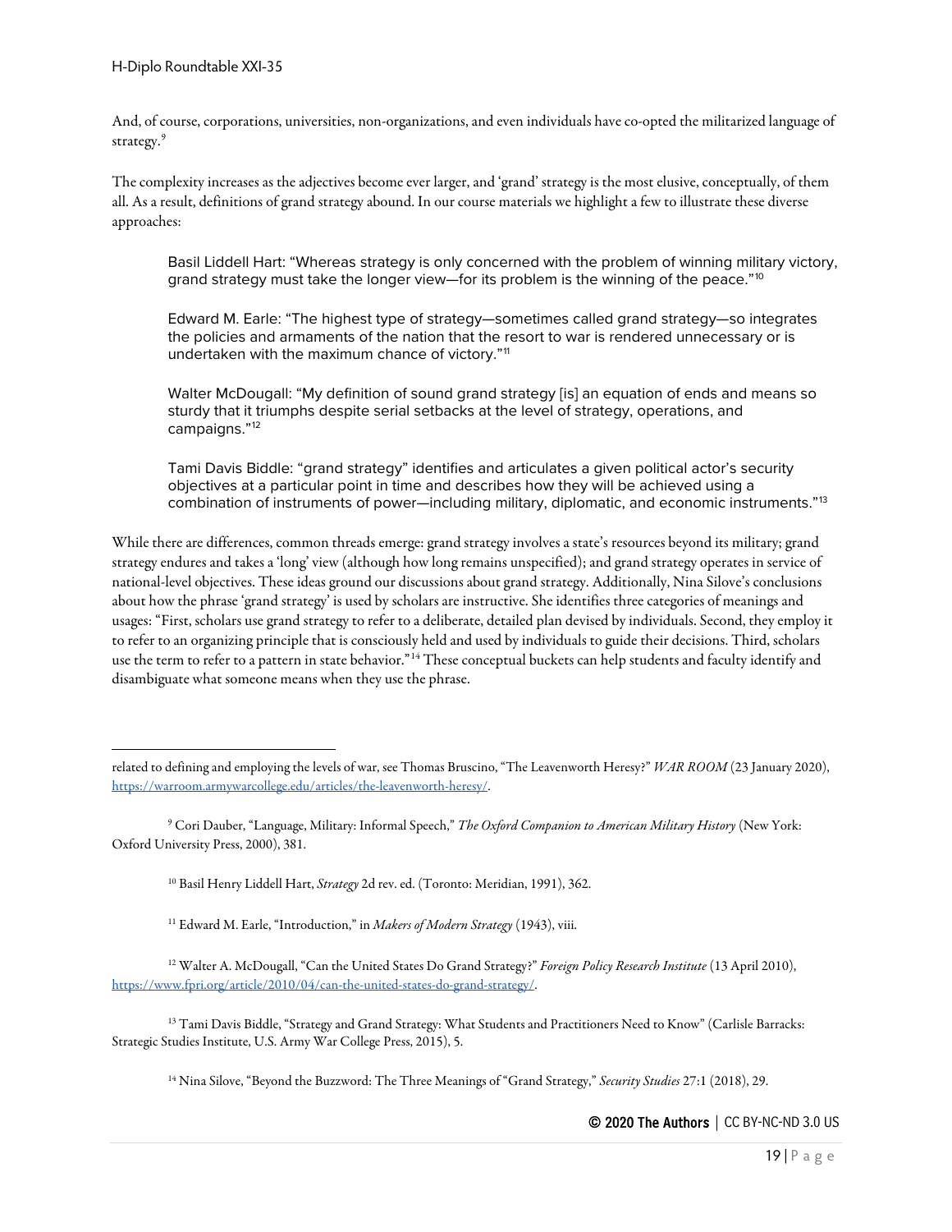And, of course, corporations, universities, non-organizations, and even individuals have co-opted the militarized language of strategy.[9]

The complexity increases as the adjectives become ever larger, and 'grand' strategy is the most elusive, conceptually, of them all. As a result, definitions of grand strategy abound. In our course materials we highlight a few to illustrate these diverse approaches:

> Basil Liddell Hart: "Whereas strategy is only concerned with the problem of winning military victory, grand strategy must take the longer view—for its problem is the winning of the peace."[10]
>
> Edward M. Earle: "The highest type of strategy—sometimes called grand strategy—so integrates the policies and armaments of the nation that the resort to war is rendered unnecessary or is undertaken with the maximum chance of victory."[11]
>
> Walter McDougall: "My definition of sound grand strategy [is] an equation of ends and means so sturdy that it triumphs despite serial setbacks at the level of strategy, operations, and campaigns."[12]
>
> Tami Davis Biddle: "grand strategy" identifies and articulates a given political actor's security objectives at a particular point in time and describes how they will be achieved using a combination of instruments of power—including military, diplomatic, and economic instruments."[13]

While there are differences, common threads emerge: grand strategy involves a state's resources beyond its military; grand strategy endures and takes a 'long' view (although how long remains unspecified); and grand strategy operates in service of national-level objectives. These ideas ground our discussions about grand strategy. Additionally, Nina Silove's conclusions about how the phrase 'grand strategy' is used by scholars are instructive. She identifies three categories of meanings and usages: "First, scholars use grand strategy to refer to a deliberate, detailed plan devised by individuals. Second, they employ it to refer to an organizing principle that is consciously held and used by individuals to guide their decisions. Third, scholars use the term to refer to a pattern in state behavior."[14] These conceptual buckets can help students and faculty identify and disambiguate what someone means when they use the phrase.

---

related to defining and employing the levels of war, see Thomas Bruscino, "The Leavenworth Heresy?" *WAR ROOM* (23 January 2020), https://warroom.armywarcollege.edu/articles/the-leavenworth-heresy/.

[9] Cori Dauber, "Language, Military: Informal Speech," *The Oxford Companion to American Military History* (New York: Oxford University Press, 2000), 381.

[10] Basil Henry Liddell Hart, *Strategy* 2d rev. ed. (Toronto: Meridian, 1991), 362.

[11] Edward M. Earle, "Introduction," in *Makers of Modern Strategy* (1943), viii.

[12] Walter A. McDougall, "Can the United States Do Grand Strategy?" *Foreign Policy Research Institute* (13 April 2010), https://www.fpri.org/article/2010/04/can-the-united-states-do-grand-strategy/.

[13] Tami Davis Biddle, "Strategy and Grand Strategy: What Students and Practitioners Need to Know" (Carlisle Barracks: Strategic Studies Institute, U.S. Army War College Press, 2015), 5.

[14] Nina Silove, "Beyond the Buzzword: The Three Meanings of "Grand Strategy," *Security Studies* 27:1 (2018), 29.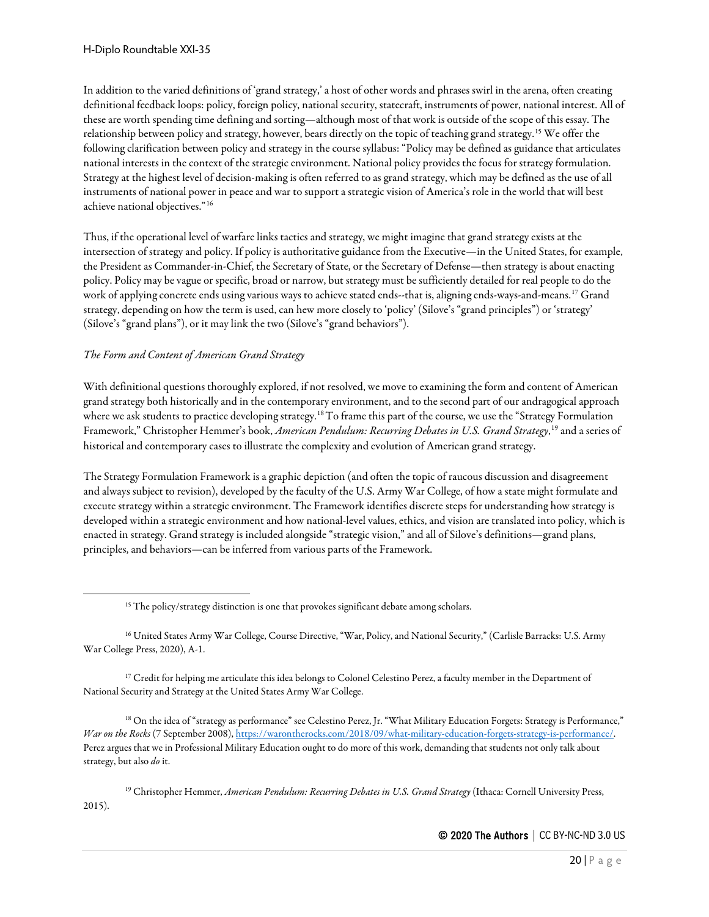In addition to the varied definitions of 'grand strategy,' a host of other words and phrases swirl in the arena, often creating definitional feedback loops: policy, foreign policy, national security, statecraft, instruments of power, national interest. All of these are worth spending time defining and sorting—although most of that work is outside of the scope of this essay. The relationship between policy and strategy, however, bears directly on the topic of teaching grand strategy.[15] We offer the following clarification between policy and strategy in the course syllabus: "Policy may be defined as guidance that articulates national interests in the context of the strategic environment. National policy provides the focus for strategy formulation. Strategy at the highest level of decision-making is often referred to as grand strategy, which may be defined as the use of all instruments of national power in peace and war to support a strategic vision of America's role in the world that will best achieve national objectives."[16]

Thus, if the operational level of warfare links tactics and strategy, we might imagine that grand strategy exists at the intersection of strategy and policy. If policy is authoritative guidance from the Executive—in the United States, for example, the President as Commander-in-Chief, the Secretary of State, or the Secretary of Defense—then strategy is about enacting policy. Policy may be vague or specific, broad or narrow, but strategy must be sufficiently detailed for real people to do the work of applying concrete ends using various ways to achieve stated ends--that is, aligning ends-ways-and-means.[17] Grand strategy, depending on how the term is used, can hew more closely to 'policy' (Silove's "grand principles") or 'strategy' (Silove's "grand plans"), or it may link the two (Silove's "grand behaviors").

*The Form and Content of American Grand Strategy*

With definitional questions thoroughly explored, if not resolved, we move to examining the form and content of American grand strategy both historically and in the contemporary environment, and to the second part of our andragogical approach where we ask students to practice developing strategy.[18] To frame this part of the course, we use the "Strategy Formulation Framework," Christopher Hemmer's book, *American Pendulum: Recurring Debates in U.S. Grand Strategy*,[19] and a series of historical and contemporary cases to illustrate the complexity and evolution of American grand strategy.

The Strategy Formulation Framework is a graphic depiction (and often the topic of raucous discussion and disagreement and always subject to revision), developed by the faculty of the U.S. Army War College, of how a state might formulate and execute strategy within a strategic environment. The Framework identifies discrete steps for understanding how strategy is developed within a strategic environment and how national-level values, ethics, and vision are translated into policy, which is enacted in strategy. Grand strategy is included alongside "strategic vision," and all of Silove's definitions—grand plans, principles, and behaviors—can be inferred from various parts of the Framework.

---

[15] The policy/strategy distinction is one that provokes significant debate among scholars.

[16] United States Army War College, Course Directive, "War, Policy, and National Security," (Carlisle Barracks: U.S. Army War College Press, 2020), A-1.

[17] Credit for helping me articulate this idea belongs to Colonel Celestino Perez, a faculty member in the Department of National Security and Strategy at the United States Army War College.

[18] On the idea of "strategy as performance" see Celestino Perez, Jr. "What Military Education Forgets: Strategy is Performance," *War on the Rocks* (7 September 2008), https://warontherocks.com/2018/09/what-military-education-forgets-strategy-is-performance/. Perez argues that we in Professional Military Education ought to do more of this work, demanding that students not only talk about strategy, but also *do* it.

[19] Christopher Hemmer, *American Pendulum: Recurring Debates in U.S. Grand Strategy* (Ithaca: Cornell University Press, 2015).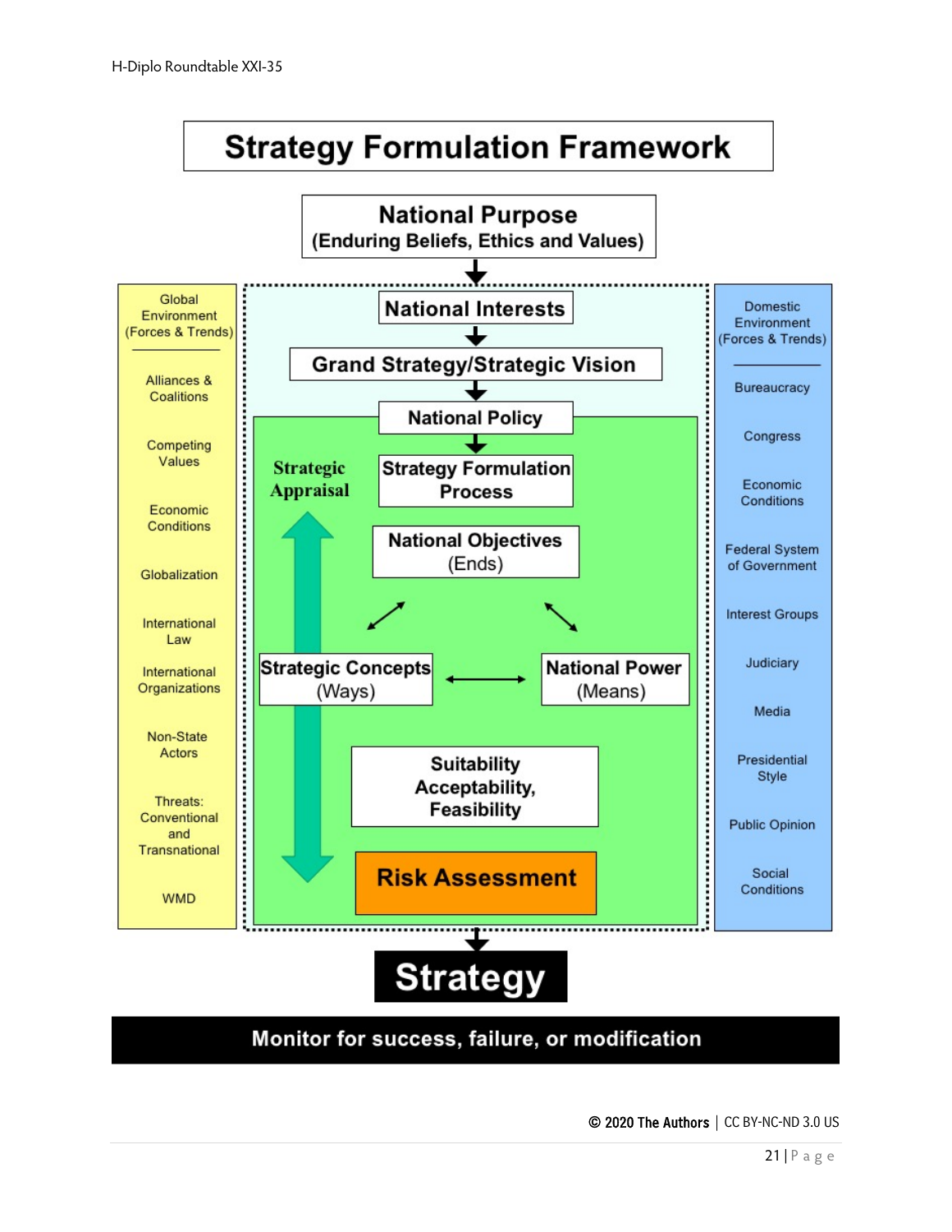# Strategy Formulation Framework

**National Purpose**
**(Enduring Beliefs, Ethics and Values)**

**Global Environment (Forces & Trends)**

- Alliances & Coalitions
- Competing Values
- Economic Conditions
- Globalization
- International Law
- International Organizations
- Non-State Actors
- Threats: Conventional and Transnational
- WMD

**National Interests**

**Grand Strategy/Strategic Vision**

**National Policy**

**Strategic Appraisal**

**Strategy Formulation Process**

**National Objectives** (Ends)

**Strategic Concepts** (Ways)

**National Power** (Means)

**Suitability, Acceptability, Feasibility**

**Risk Assessment**

**Domestic Environment (Forces & Trends)**

- Bureaucracy
- Congress
- Economic Conditions
- Federal System of Government
- Interest Groups
- Judiciary
- Media
- Presidential Style
- Public Opinion
- Social Conditions

**Strategy**

**Monitor for success, failure, or modification**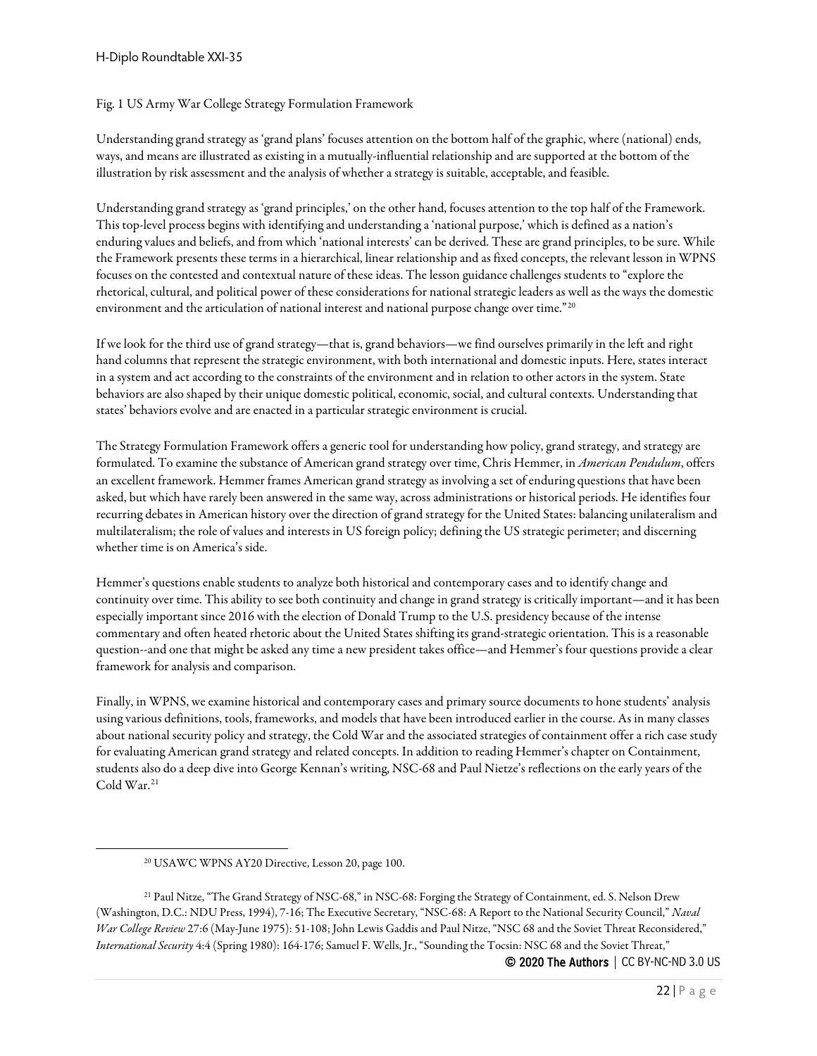Fig. 1 US Army War College Strategy Formulation Framework

Understanding grand strategy as 'grand plans' focuses attention on the bottom half of the graphic, where (national) ends, ways, and means are illustrated as existing in a mutually-influential relationship and are supported at the bottom of the illustration by risk assessment and the analysis of whether a strategy is suitable, acceptable, and feasible.

Understanding grand strategy as 'grand principles,' on the other hand, focuses attention to the top half of the Framework. This top-level process begins with identifying and understanding a 'national purpose,' which is defined as a nation's enduring values and beliefs, and from which 'national interests' can be derived. These are grand principles, to be sure. While the Framework presents these terms in a hierarchical, linear relationship and as fixed concepts, the relevant lesson in WPNS focuses on the contested and contextual nature of these ideas. The lesson guidance challenges students to "explore the rhetorical, cultural, and political power of these considerations for national strategic leaders as well as the ways the domestic environment and the articulation of national interest and national purpose change over time."[20]

If we look for the third use of grand strategy—that is, grand behaviors—we find ourselves primarily in the left and right hand columns that represent the strategic environment, with both international and domestic inputs. Here, states interact in a system and act according to the constraints of the environment and in relation to other actors in the system. State behaviors are also shaped by their unique domestic political, economic, social, and cultural contexts. Understanding that states' behaviors evolve and are enacted in a particular strategic environment is crucial.

The Strategy Formulation Framework offers a generic tool for understanding how policy, grand strategy, and strategy are formulated. To examine the substance of American grand strategy over time, Chris Hemmer, in *American Pendulum*, offers an excellent framework. Hemmer frames American grand strategy as involving a set of enduring questions that have been asked, but which have rarely been answered in the same way, across administrations or historical periods. He identifies four recurring debates in American history over the direction of grand strategy for the United States: balancing unilateralism and multilateralism; the role of values and interests in US foreign policy; defining the US strategic perimeter; and discerning whether time is on America's side.

Hemmer's questions enable students to analyze both historical and contemporary cases and to identify change and continuity over time. This ability to see both continuity and change in grand strategy is critically important—and it has been especially important since 2016 with the election of Donald Trump to the U.S. presidency because of the intense commentary and often heated rhetoric about the United States shifting its grand-strategic orientation. This is a reasonable question--and one that might be asked any time a new president takes office—and Hemmer's four questions provide a clear framework for analysis and comparison.

Finally, in WPNS, we examine historical and contemporary cases and primary source documents to hone students' analysis using various definitions, tools, frameworks, and models that have been introduced earlier in the course. As in many classes about national security policy and strategy, the Cold War and the associated strategies of containment offer a rich case study for evaluating American grand strategy and related concepts. In addition to reading Hemmer's chapter on Containment, students also do a deep dive into George Kennan's writing, NSC-68 and Paul Nietze's reflections on the early years of the Cold War.[21]

---

[20] USAWC WPNS AY20 Directive, Lesson 20, page 100.

[21] Paul Nitze, "The Grand Strategy of NSC-68," in NSC-68: Forging the Strategy of Containment, ed. S. Nelson Drew (Washington, D.C.: NDU Press, 1994), 7-16; The Executive Secretary, "NSC-68: A Report to the National Security Council," *Naval War College Review* 27:6 (May-June 1975): 51-108; John Lewis Gaddis and Paul Nitze, "NSC 68 and the Soviet Threat Reconsidered," *International Security* 4:4 (Spring 1980): 164-176; Samuel F. Wells, Jr., "Sounding the Tocsin: NSC 68 and the Soviet Threat,"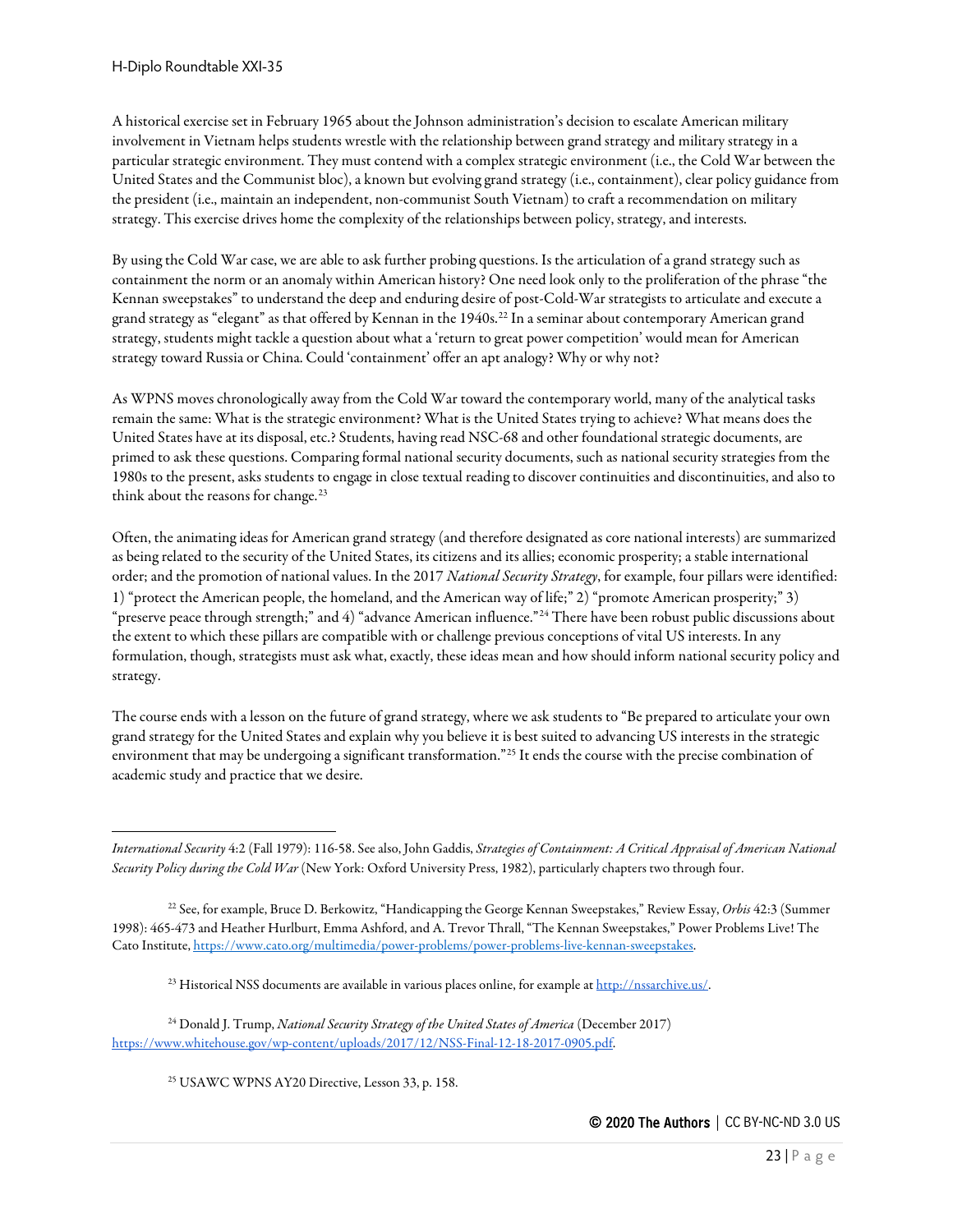A historical exercise set in February 1965 about the Johnson administration's decision to escalate American military involvement in Vietnam helps students wrestle with the relationship between grand strategy and military strategy in a particular strategic environment. They must contend with a complex strategic environment (i.e., the Cold War between the United States and the Communist bloc), a known but evolving grand strategy (i.e., containment), clear policy guidance from the president (i.e., maintain an independent, non-communist South Vietnam) to craft a recommendation on military strategy. This exercise drives home the complexity of the relationships between policy, strategy, and interests.

By using the Cold War case, we are able to ask further probing questions. Is the articulation of a grand strategy such as containment the norm or an anomaly within American history? One need look only to the proliferation of the phrase "the Kennan sweepstakes" to understand the deep and enduring desire of post-Cold-War strategists to articulate and execute a grand strategy as "elegant" as that offered by Kennan in the 1940s.[22] In a seminar about contemporary American grand strategy, students might tackle a question about what a 'return to great power competition' would mean for American strategy toward Russia or China. Could 'containment' offer an apt analogy? Why or why not?

As WPNS moves chronologically away from the Cold War toward the contemporary world, many of the analytical tasks remain the same: What is the strategic environment? What is the United States trying to achieve? What means does the United States have at its disposal, etc.? Students, having read NSC-68 and other foundational strategic documents, are primed to ask these questions. Comparing formal national security documents, such as national security strategies from the 1980s to the present, asks students to engage in close textual reading to discover continuities and discontinuities, and also to think about the reasons for change.[23]

Often, the animating ideas for American grand strategy (and therefore designated as core national interests) are summarized as being related to the security of the United States, its citizens and its allies; economic prosperity; a stable international order; and the promotion of national values. In the 2017 *National Security Strategy*, for example, four pillars were identified: 1) "protect the American people, the homeland, and the American way of life;" 2) "promote American prosperity;" 3) "preserve peace through strength;" and 4) "advance American influence."[24] There have been robust public discussions about the extent to which these pillars are compatible with or challenge previous conceptions of vital US interests. In any formulation, though, strategists must ask what, exactly, these ideas mean and how should inform national security policy and strategy.

The course ends with a lesson on the future of grand strategy, where we ask students to "Be prepared to articulate your own grand strategy for the United States and explain why you believe it is best suited to advancing US interests in the strategic environment that may be undergoing a significant transformation."[25] It ends the course with the precise combination of academic study and practice that we desire.

---

*International Security* 4:2 (Fall 1979): 116-58. See also, John Gaddis, *Strategies of Containment: A Critical Appraisal of American National Security Policy during the Cold War* (New York: Oxford University Press, 1982), particularly chapters two through four.

[22] See, for example, Bruce D. Berkowitz, "Handicapping the George Kennan Sweepstakes," Review Essay, *Orbis* 42:3 (Summer 1998): 465-473 and Heather Hurlburt, Emma Ashford, and A. Trevor Thrall, "The Kennan Sweepstakes," Power Problems Live! The Cato Institute, https://www.cato.org/multimedia/power-problems/power-problems-live-kennan-sweepstakes.

[23] Historical NSS documents are available in various places online, for example at http://nssarchive.us/.

[24] Donald J. Trump, *National Security Strategy of the United States of America* (December 2017) https://www.whitehouse.gov/wp-content/uploads/2017/12/NSS-Final-12-18-2017-0905.pdf.

[25] USAWC WPNS AY20 Directive, Lesson 33, p. 158.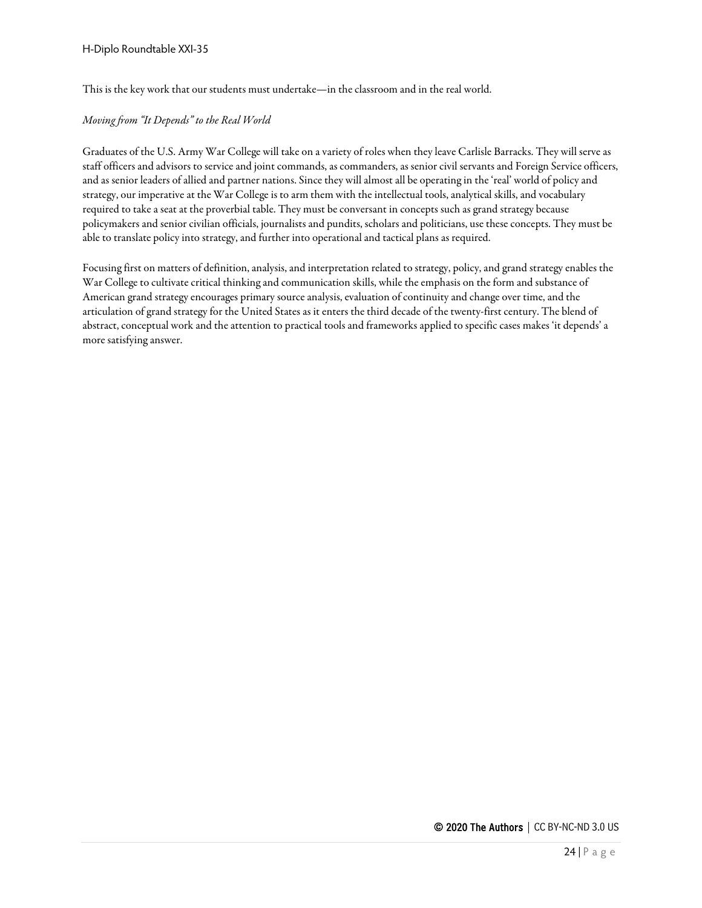This is the key work that our students must undertake—in the classroom and in the real world.

*Moving from "It Depends" to the Real World*

Graduates of the U.S. Army War College will take on a variety of roles when they leave Carlisle Barracks. They will serve as staff officers and advisors to service and joint commands, as commanders, as senior civil servants and Foreign Service officers, and as senior leaders of allied and partner nations. Since they will almost all be operating in the 'real' world of policy and strategy, our imperative at the War College is to arm them with the intellectual tools, analytical skills, and vocabulary required to take a seat at the proverbial table. They must be conversant in concepts such as grand strategy because policymakers and senior civilian officials, journalists and pundits, scholars and politicians, use these concepts. They must be able to translate policy into strategy, and further into operational and tactical plans as required.

Focusing first on matters of definition, analysis, and interpretation related to strategy, policy, and grand strategy enables the War College to cultivate critical thinking and communication skills, while the emphasis on the form and substance of American grand strategy encourages primary source analysis, evaluation of continuity and change over time, and the articulation of grand strategy for the United States as it enters the third decade of the twenty-first century. The blend of abstract, conceptual work and the attention to practical tools and frameworks applied to specific cases makes 'it depends' a more satisfying answer.